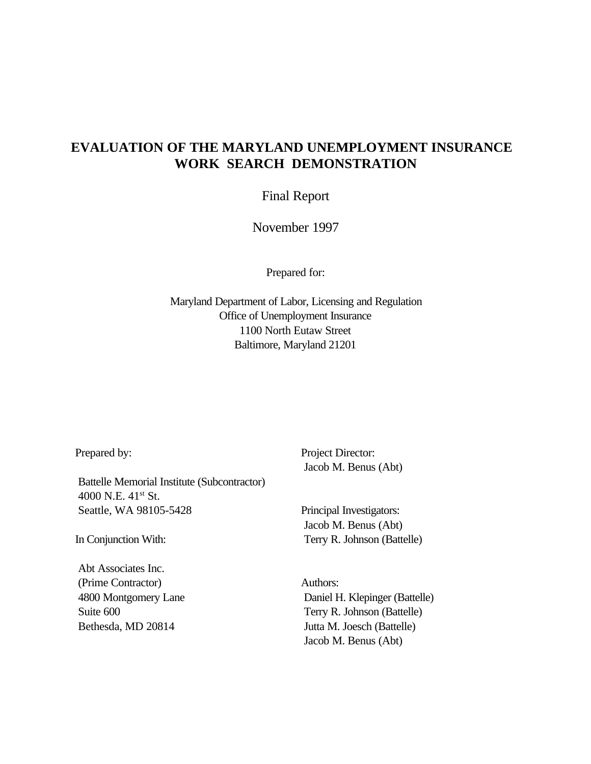# EVALUATION OF THE MARYLAND UNEMPLOYMENT INSURANCE WORK SEARCH DEMONSTRATION

Final Report

November 1997

Prepared for:

Maryland Department of Labor, Licensing and Regulation
Office of Unemployment Insurance
1100 North Eutaw Street
Baltimore, Maryland 21201

Prepared by:

Battelle Memorial Institute (Subcontractor)
4000 N.E. 41st St.
Seattle, WA 98105-5428

In Conjunction With:

Abt Associates Inc.
(Prime Contractor)
4800 Montgomery Lane
Suite 600
Bethesda, MD 20814

Project Director:
Jacob M. Benus (Abt)

Principal Investigators:
Jacob M. Benus (Abt)
Terry R. Johnson (Battelle)

Authors:
Daniel H. Klepinger (Battelle)
Terry R. Johnson (Battelle)
Jutta M. Joesch (Battelle)
Jacob M. Benus (Abt)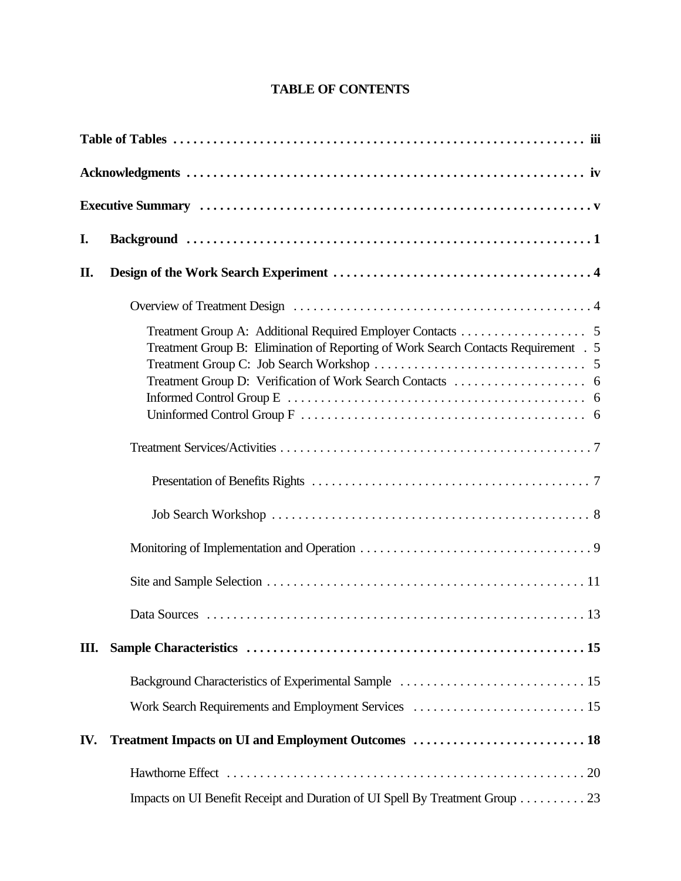# TABLE OF CONTENTS

**Table of Tables** . . . . . . . . . . . . . . . . . . . . . . . . . . . . . . . . . . . . . . . . . . . . . . . . . . . . . . . . . . . . . . . **iii**

**Acknowledgments** . . . . . . . . . . . . . . . . . . . . . . . . . . . . . . . . . . . . . . . . . . . . . . . . . . . . . . . . . . . . . **iv**

**Executive Summary** . . . . . . . . . . . . . . . . . . . . . . . . . . . . . . . . . . . . . . . . . . . . . . . . . . . . . . . . . . . **v**

**I. Background** . . . . . . . . . . . . . . . . . . . . . . . . . . . . . . . . . . . . . . . . . . . . . . . . . . . . . . . . . . . . . . **1**

**II. Design of the Work Search Experiment** . . . . . . . . . . . . . . . . . . . . . . . . . . . . . . . . . . . . . . . . **4**

Overview of Treatment Design . . . . . . . . . . . . . . . . . . . . . . . . . . . . . . . . . . . . . . . . . . . . . . 4

Treatment Group A: Additional Required Employer Contacts . . . . . . . . . . . . . . . . . . . 5
Treatment Group B: Elimination of Reporting of Work Search Contacts Requirement . 5
Treatment Group C: Job Search Workshop . . . . . . . . . . . . . . . . . . . . . . . . . . . . . . . . 5
Treatment Group D: Verification of Work Search Contacts . . . . . . . . . . . . . . . . . . . . 6
Informed Control Group E . . . . . . . . . . . . . . . . . . . . . . . . . . . . . . . . . . . . . . . . . . . . . 6
Uninformed Control Group F . . . . . . . . . . . . . . . . . . . . . . . . . . . . . . . . . . . . . . . . . . 6

Treatment Services/Activities . . . . . . . . . . . . . . . . . . . . . . . . . . . . . . . . . . . . . . . . . . . . . . . . 7

Presentation of Benefits Rights . . . . . . . . . . . . . . . . . . . . . . . . . . . . . . . . . . . . . . . . . . 7

Job Search Workshop . . . . . . . . . . . . . . . . . . . . . . . . . . . . . . . . . . . . . . . . . . . . . . . . . 8

Monitoring of Implementation and Operation . . . . . . . . . . . . . . . . . . . . . . . . . . . . . . . . . . . . 9

Site and Sample Selection . . . . . . . . . . . . . . . . . . . . . . . . . . . . . . . . . . . . . . . . . . . . . . . . . 11

Data Sources . . . . . . . . . . . . . . . . . . . . . . . . . . . . . . . . . . . . . . . . . . . . . . . . . . . . . . . . . . 13

**III. Sample Characteristics** . . . . . . . . . . . . . . . . . . . . . . . . . . . . . . . . . . . . . . . . . . . . . . . . . . . . **15**

Background Characteristics of Experimental Sample . . . . . . . . . . . . . . . . . . . . . . . . . . . . 15

Work Search Requirements and Employment Services . . . . . . . . . . . . . . . . . . . . . . . . . . 15

**IV. Treatment Impacts on UI and Employment Outcomes** . . . . . . . . . . . . . . . . . . . . . . . . . . **18**

Hawthorne Effect . . . . . . . . . . . . . . . . . . . . . . . . . . . . . . . . . . . . . . . . . . . . . . . . . . . . . . . 20

Impacts on UI Benefit Receipt and Duration of UI Spell By Treatment Group . . . . . . . . . . 23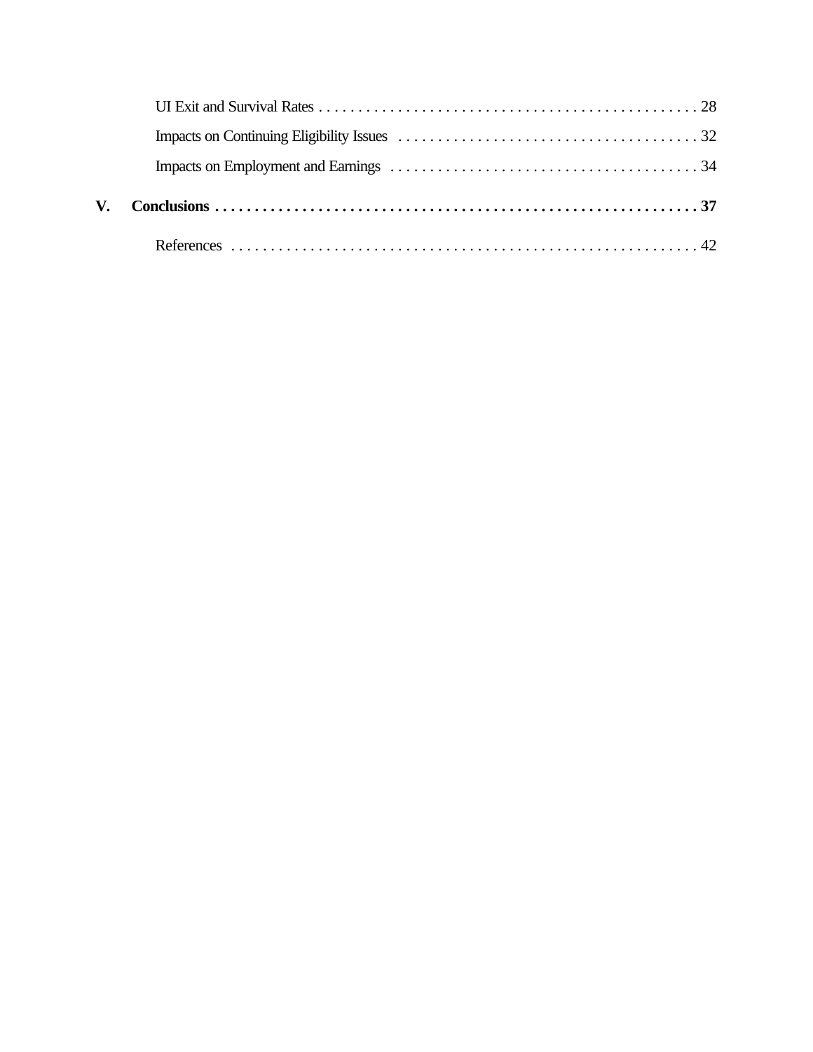UI Exit and Survival Rates . . . . . . . . . . . . . . . . . . . . . . . . . . . . . . . . . . . . . . . . . . . . . . . . 28

Impacts on Continuing Eligibility Issues . . . . . . . . . . . . . . . . . . . . . . . . . . . . . . . . . . . . . . 32

Impacts on Employment and Earnings . . . . . . . . . . . . . . . . . . . . . . . . . . . . . . . . . . . . . . . 34

**V. Conclusions . . . . . . . . . . . . . . . . . . . . . . . . . . . . . . . . . . . . . . . . . . . . . . . . . . . . . . . . . . . . . . 37**

References . . . . . . . . . . . . . . . . . . . . . . . . . . . . . . . . . . . . . . . . . . . . . . . . . . . . . . . . . . . 42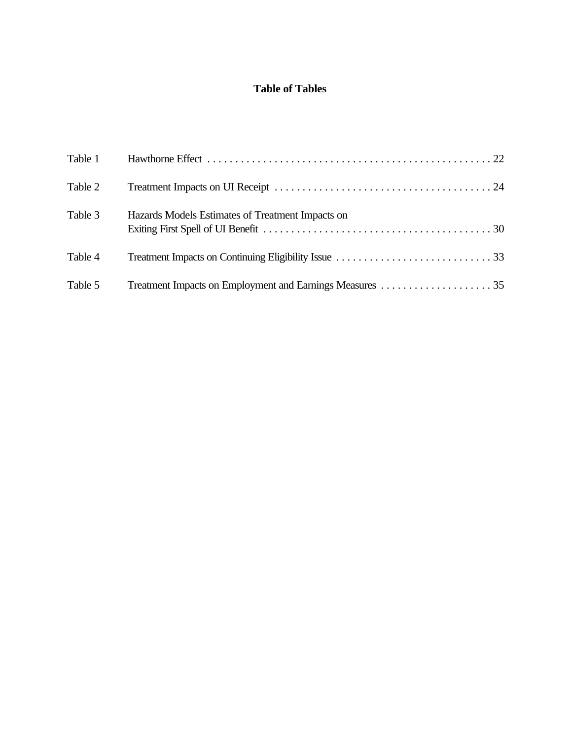# Table of Tables

| | | |
|---|---|---|
| Table 1 | Hawthorne Effect | 22 |
| Table 2 | Treatment Impacts on UI Receipt | 24 |
| Table 3 | Hazards Models Estimates of Treatment Impacts on Exiting First Spell of UI Benefit | 30 |
| Table 4 | Treatment Impacts on Continuing Eligibility Issue | 33 |
| Table 5 | Treatment Impacts on Employment and Earnings Measures | 35 |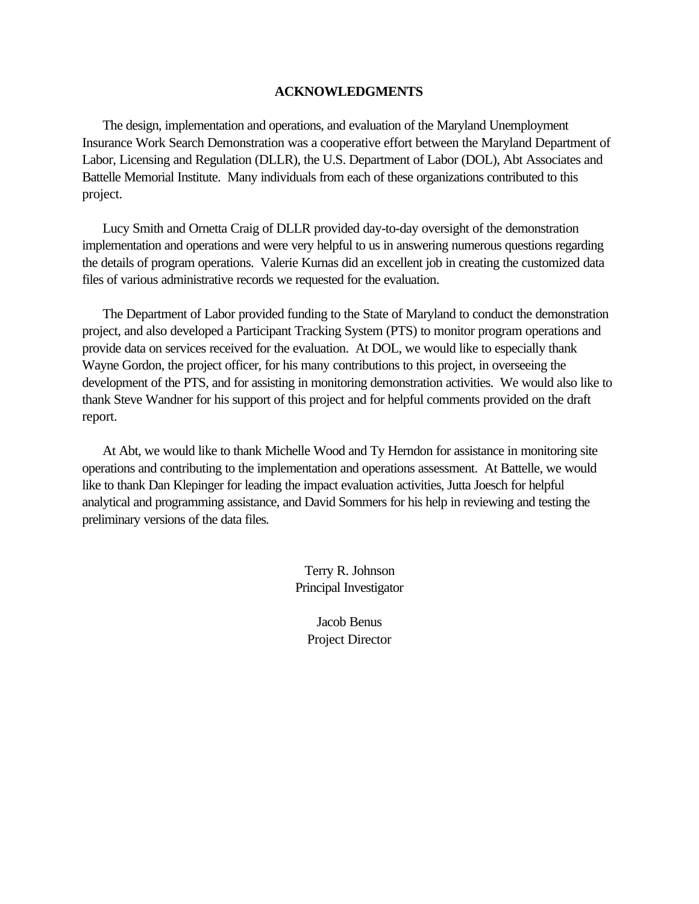## ACKNOWLEDGMENTS

The design, implementation and operations, and evaluation of the Maryland Unemployment Insurance Work Search Demonstration was a cooperative effort between the Maryland Department of Labor, Licensing and Regulation (DLLR), the U.S. Department of Labor (DOL), Abt Associates and Battelle Memorial Institute. Many individuals from each of these organizations contributed to this project.

Lucy Smith and Ornetta Craig of DLLR provided day-to-day oversight of the demonstration implementation and operations and were very helpful to us in answering numerous questions regarding the details of program operations. Valerie Kurnas did an excellent job in creating the customized data files of various administrative records we requested for the evaluation.

The Department of Labor provided funding to the State of Maryland to conduct the demonstration project, and also developed a Participant Tracking System (PTS) to monitor program operations and provide data on services received for the evaluation. At DOL, we would like to especially thank Wayne Gordon, the project officer, for his many contributions to this project, in overseeing the development of the PTS, and for assisting in monitoring demonstration activities. We would also like to thank Steve Wandner for his support of this project and for helpful comments provided on the draft report.

At Abt, we would like to thank Michelle Wood and Ty Herndon for assistance in monitoring site operations and contributing to the implementation and operations assessment. At Battelle, we would like to thank Dan Klepinger for leading the impact evaluation activities, Jutta Joesch for helpful analytical and programming assistance, and David Sommers for his help in reviewing and testing the preliminary versions of the data files.

Terry R. Johnson
Principal Investigator

Jacob Benus
Project Director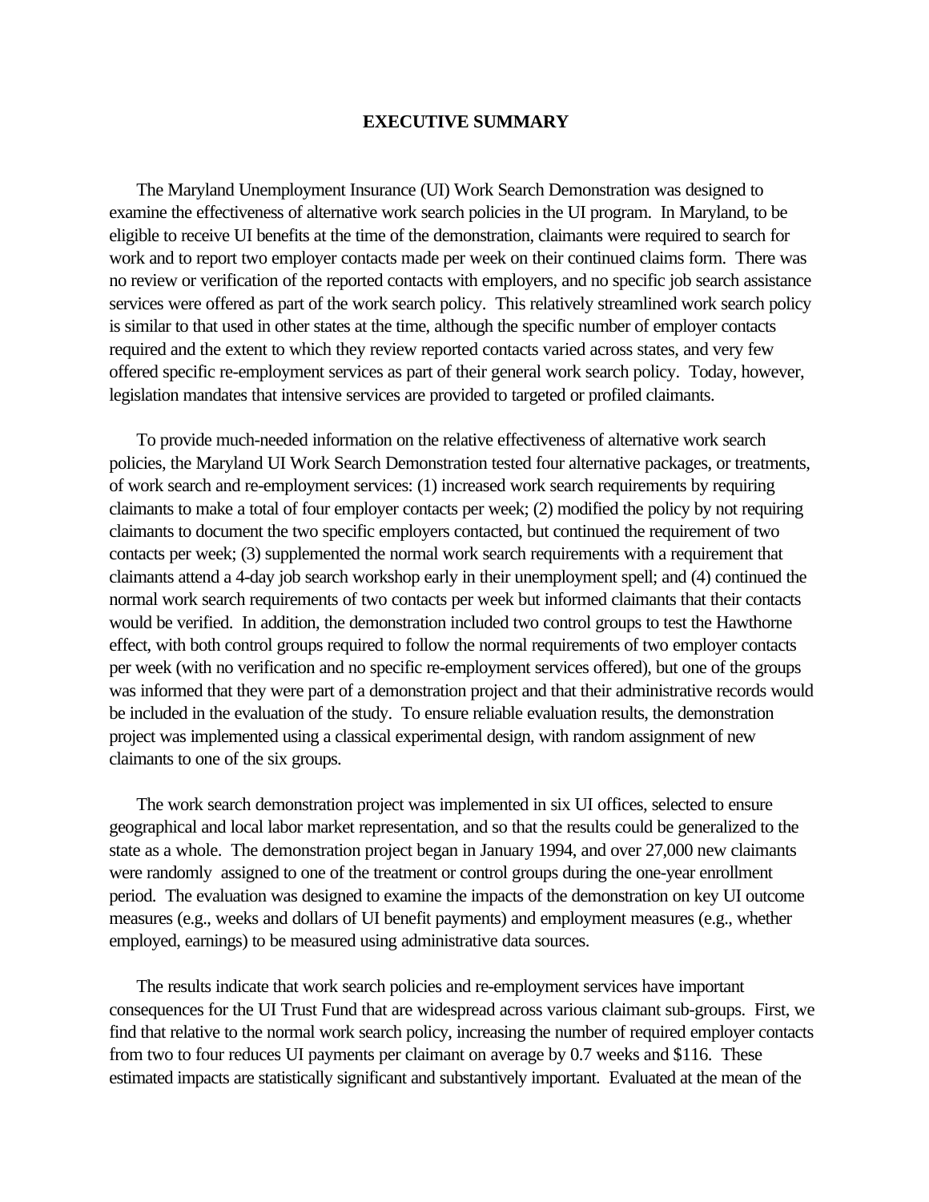# EXECUTIVE SUMMARY

The Maryland Unemployment Insurance (UI) Work Search Demonstration was designed to examine the effectiveness of alternative work search policies in the UI program. In Maryland, to be eligible to receive UI benefits at the time of the demonstration, claimants were required to search for work and to report two employer contacts made per week on their continued claims form. There was no review or verification of the reported contacts with employers, and no specific job search assistance services were offered as part of the work search policy. This relatively streamlined work search policy is similar to that used in other states at the time, although the specific number of employer contacts required and the extent to which they review reported contacts varied across states, and very few offered specific re-employment services as part of their general work search policy. Today, however, legislation mandates that intensive services are provided to targeted or profiled claimants.

To provide much-needed information on the relative effectiveness of alternative work search policies, the Maryland UI Work Search Demonstration tested four alternative packages, or treatments, of work search and re-employment services: (1) increased work search requirements by requiring claimants to make a total of four employer contacts per week; (2) modified the policy by not requiring claimants to document the two specific employers contacted, but continued the requirement of two contacts per week; (3) supplemented the normal work search requirements with a requirement that claimants attend a 4-day job search workshop early in their unemployment spell; and (4) continued the normal work search requirements of two contacts per week but informed claimants that their contacts would be verified. In addition, the demonstration included two control groups to test the Hawthorne effect, with both control groups required to follow the normal requirements of two employer contacts per week (with no verification and no specific re-employment services offered), but one of the groups was informed that they were part of a demonstration project and that their administrative records would be included in the evaluation of the study. To ensure reliable evaluation results, the demonstration project was implemented using a classical experimental design, with random assignment of new claimants to one of the six groups.

The work search demonstration project was implemented in six UI offices, selected to ensure geographical and local labor market representation, and so that the results could be generalized to the state as a whole. The demonstration project began in January 1994, and over 27,000 new claimants were randomly assigned to one of the treatment or control groups during the one-year enrollment period. The evaluation was designed to examine the impacts of the demonstration on key UI outcome measures (e.g., weeks and dollars of UI benefit payments) and employment measures (e.g., whether employed, earnings) to be measured using administrative data sources.

The results indicate that work search policies and re-employment services have important consequences for the UI Trust Fund that are widespread across various claimant sub-groups. First, we find that relative to the normal work search policy, increasing the number of required employer contacts from two to four reduces UI payments per claimant on average by 0.7 weeks and $116. These estimated impacts are statistically significant and substantively important. Evaluated at the mean of the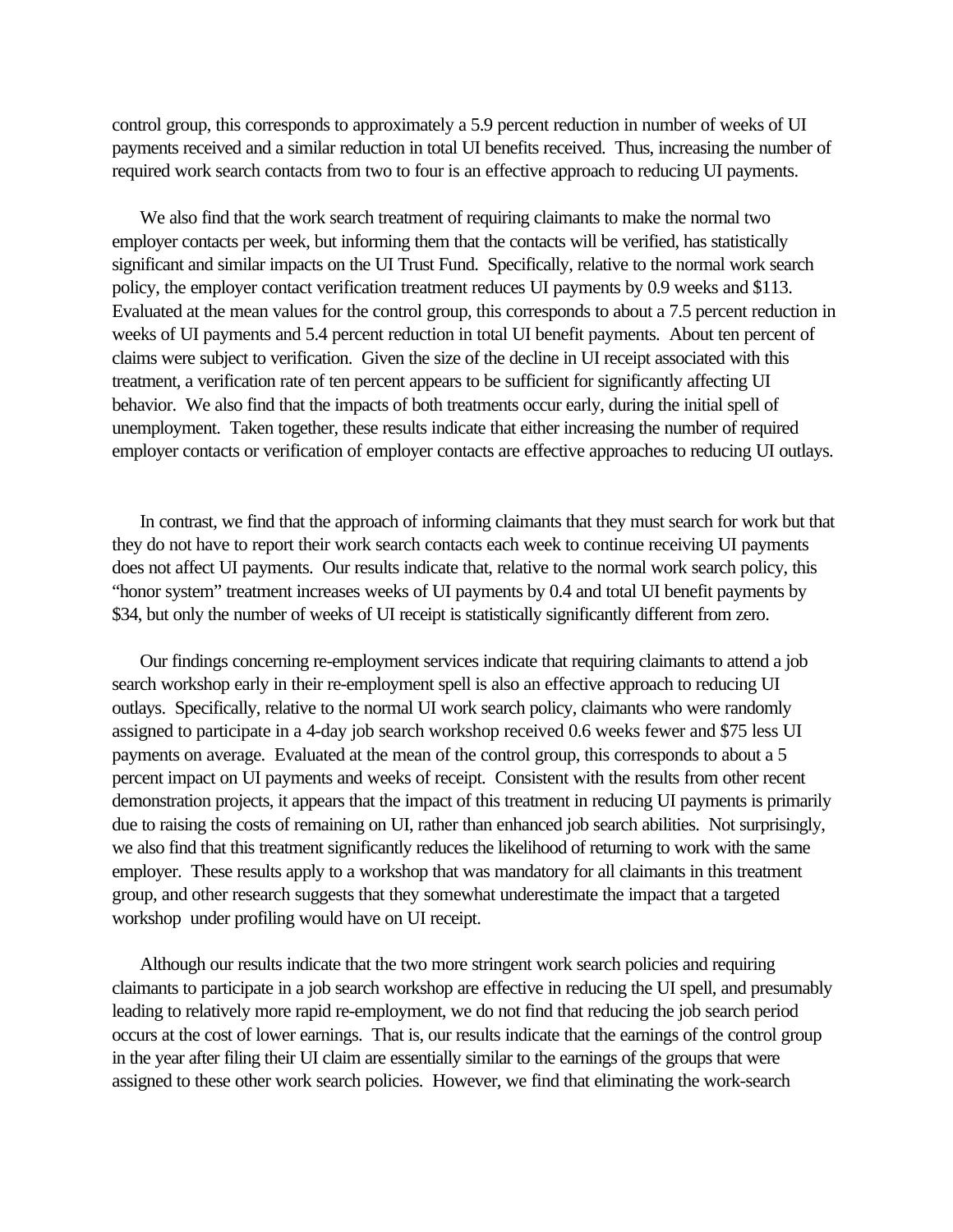control group, this corresponds to approximately a 5.9 percent reduction in number of weeks of UI payments received and a similar reduction in total UI benefits received. Thus, increasing the number of required work search contacts from two to four is an effective approach to reducing UI payments.

We also find that the work search treatment of requiring claimants to make the normal two employer contacts per week, but informing them that the contacts will be verified, has statistically significant and similar impacts on the UI Trust Fund. Specifically, relative to the normal work search policy, the employer contact verification treatment reduces UI payments by 0.9 weeks and $113. Evaluated at the mean values for the control group, this corresponds to about a 7.5 percent reduction in weeks of UI payments and 5.4 percent reduction in total UI benefit payments. About ten percent of claims were subject to verification. Given the size of the decline in UI receipt associated with this treatment, a verification rate of ten percent appears to be sufficient for significantly affecting UI behavior. We also find that the impacts of both treatments occur early, during the initial spell of unemployment. Taken together, these results indicate that either increasing the number of required employer contacts or verification of employer contacts are effective approaches to reducing UI outlays.

In contrast, we find that the approach of informing claimants that they must search for work but that they do not have to report their work search contacts each week to continue receiving UI payments does not affect UI payments. Our results indicate that, relative to the normal work search policy, this "honor system" treatment increases weeks of UI payments by 0.4 and total UI benefit payments by $34, but only the number of weeks of UI receipt is statistically significantly different from zero.

Our findings concerning re-employment services indicate that requiring claimants to attend a job search workshop early in their re-employment spell is also an effective approach to reducing UI outlays. Specifically, relative to the normal UI work search policy, claimants who were randomly assigned to participate in a 4-day job search workshop received 0.6 weeks fewer and $75 less UI payments on average. Evaluated at the mean of the control group, this corresponds to about a 5 percent impact on UI payments and weeks of receipt. Consistent with the results from other recent demonstration projects, it appears that the impact of this treatment in reducing UI payments is primarily due to raising the costs of remaining on UI, rather than enhanced job search abilities. Not surprisingly, we also find that this treatment significantly reduces the likelihood of returning to work with the same employer. These results apply to a workshop that was mandatory for all claimants in this treatment group, and other research suggests that they somewhat underestimate the impact that a targeted workshop under profiling would have on UI receipt.

Although our results indicate that the two more stringent work search policies and requiring claimants to participate in a job search workshop are effective in reducing the UI spell, and presumably leading to relatively more rapid re-employment, we do not find that reducing the job search period occurs at the cost of lower earnings. That is, our results indicate that the earnings of the control group in the year after filing their UI claim are essentially similar to the earnings of the groups that were assigned to these other work search policies. However, we find that eliminating the work-search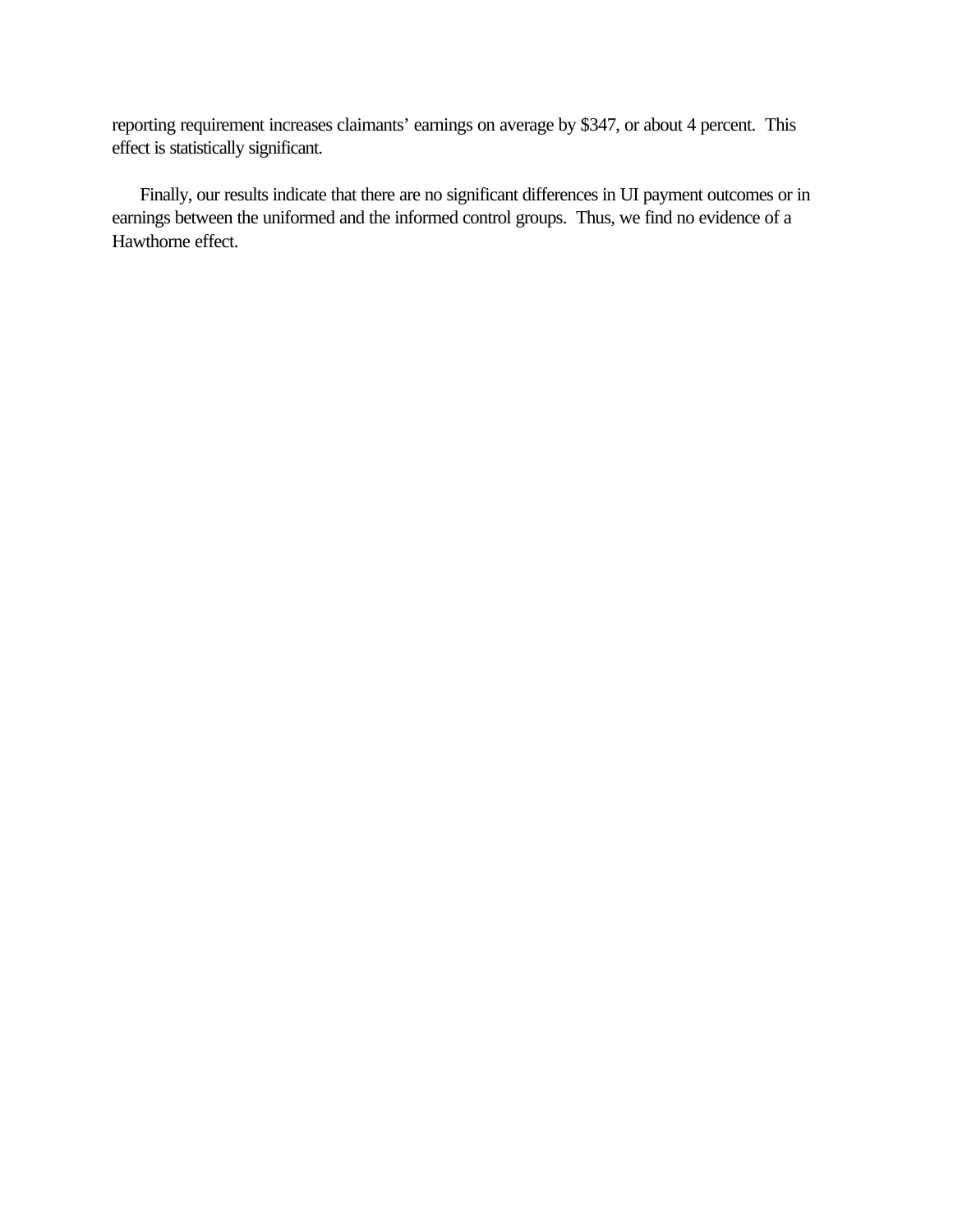reporting requirement increases claimants' earnings on average by $347, or about 4 percent. This effect is statistically significant.

Finally, our results indicate that there are no significant differences in UI payment outcomes or in earnings between the uniformed and the informed control groups. Thus, we find no evidence of a Hawthorne effect.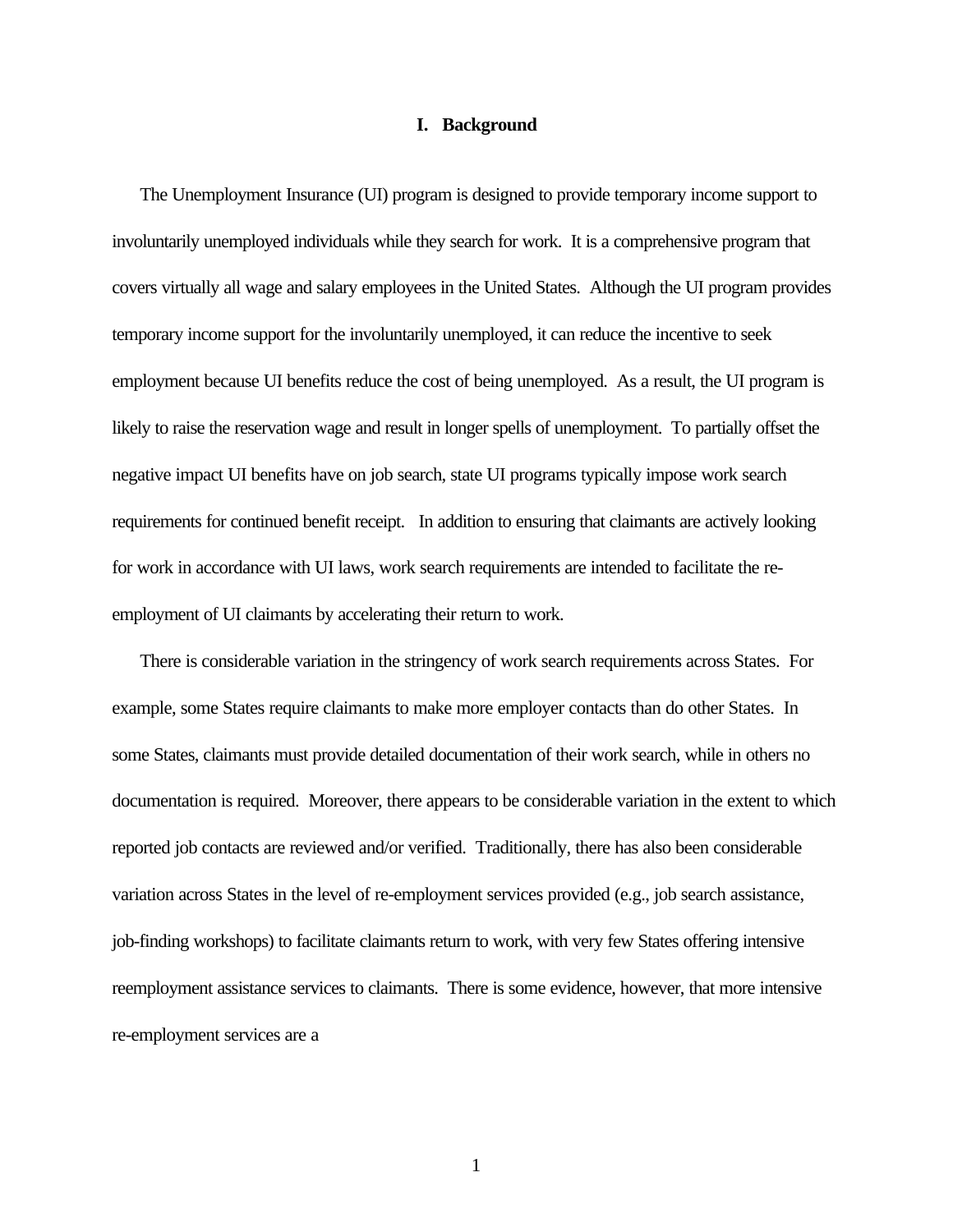# I. Background

The Unemployment Insurance (UI) program is designed to provide temporary income support to involuntarily unemployed individuals while they search for work. It is a comprehensive program that covers virtually all wage and salary employees in the United States. Although the UI program provides temporary income support for the involuntarily unemployed, it can reduce the incentive to seek employment because UI benefits reduce the cost of being unemployed. As a result, the UI program is likely to raise the reservation wage and result in longer spells of unemployment. To partially offset the negative impact UI benefits have on job search, state UI programs typically impose work search requirements for continued benefit receipt. In addition to ensuring that claimants are actively looking for work in accordance with UI laws, work search requirements are intended to facilitate the re-employment of UI claimants by accelerating their return to work.

There is considerable variation in the stringency of work search requirements across States. For example, some States require claimants to make more employer contacts than do other States. In some States, claimants must provide detailed documentation of their work search, while in others no documentation is required. Moreover, there appears to be considerable variation in the extent to which reported job contacts are reviewed and/or verified. Traditionally, there has also been considerable variation across States in the level of re-employment services provided (e.g., job search assistance, job-finding workshops) to facilitate claimants return to work, with very few States offering intensive reemployment assistance services to claimants. There is some evidence, however, that more intensive re-employment services are a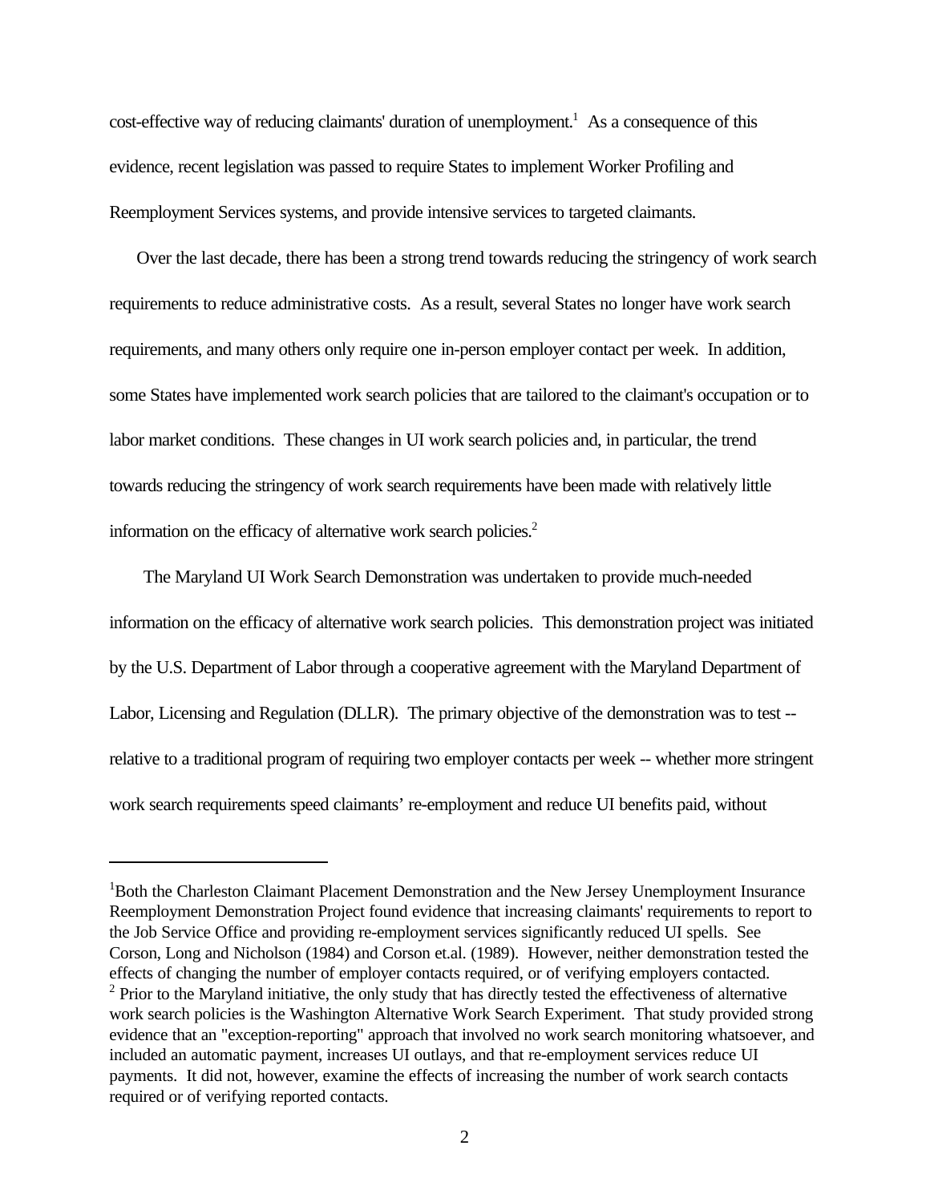cost-effective way of reducing claimants' duration of unemployment.[1] As a consequence of this evidence, recent legislation was passed to require States to implement Worker Profiling and Reemployment Services systems, and provide intensive services to targeted claimants.

Over the last decade, there has been a strong trend towards reducing the stringency of work search requirements to reduce administrative costs. As a result, several States no longer have work search requirements, and many others only require one in-person employer contact per week. In addition, some States have implemented work search policies that are tailored to the claimant's occupation or to labor market conditions. These changes in UI work search policies and, in particular, the trend towards reducing the stringency of work search requirements have been made with relatively little information on the efficacy of alternative work search policies.[2]

The Maryland UI Work Search Demonstration was undertaken to provide much-needed information on the efficacy of alternative work search policies. This demonstration project was initiated by the U.S. Department of Labor through a cooperative agreement with the Maryland Department of Labor, Licensing and Regulation (DLLR). The primary objective of the demonstration was to test -- relative to a traditional program of requiring two employer contacts per week -- whether more stringent work search requirements speed claimants' re-employment and reduce UI benefits paid, without

---

[1]Both the Charleston Claimant Placement Demonstration and the New Jersey Unemployment Insurance Reemployment Demonstration Project found evidence that increasing claimants' requirements to report to the Job Service Office and providing re-employment services significantly reduced UI spells. See Corson, Long and Nicholson (1984) and Corson et.al. (1989). However, neither demonstration tested the effects of changing the number of employer contacts required, or of verifying employers contacted.

[2] Prior to the Maryland initiative, the only study that has directly tested the effectiveness of alternative work search policies is the Washington Alternative Work Search Experiment. That study provided strong evidence that an "exception-reporting" approach that involved no work search monitoring whatsoever, and included an automatic payment, increases UI outlays, and that re-employment services reduce UI payments. It did not, however, examine the effects of increasing the number of work search contacts required or of verifying reported contacts.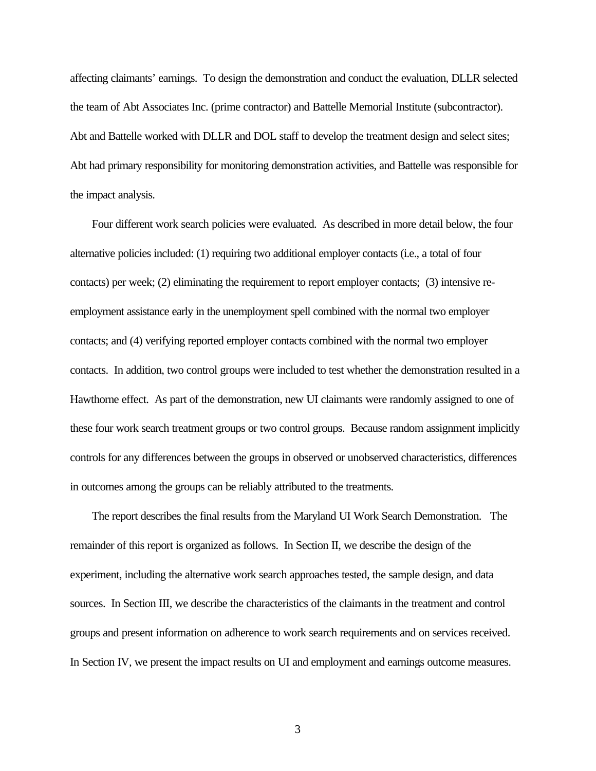affecting claimants' earnings. To design the demonstration and conduct the evaluation, DLLR selected the team of Abt Associates Inc. (prime contractor) and Battelle Memorial Institute (subcontractor). Abt and Battelle worked with DLLR and DOL staff to develop the treatment design and select sites; Abt had primary responsibility for monitoring demonstration activities, and Battelle was responsible for the impact analysis.

Four different work search policies were evaluated. As described in more detail below, the four alternative policies included: (1) requiring two additional employer contacts (i.e., a total of four contacts) per week; (2) eliminating the requirement to report employer contacts; (3) intensive re-employment assistance early in the unemployment spell combined with the normal two employer contacts; and (4) verifying reported employer contacts combined with the normal two employer contacts. In addition, two control groups were included to test whether the demonstration resulted in a Hawthorne effect. As part of the demonstration, new UI claimants were randomly assigned to one of these four work search treatment groups or two control groups. Because random assignment implicitly controls for any differences between the groups in observed or unobserved characteristics, differences in outcomes among the groups can be reliably attributed to the treatments.

The report describes the final results from the Maryland UI Work Search Demonstration. The remainder of this report is organized as follows. In Section II, we describe the design of the experiment, including the alternative work search approaches tested, the sample design, and data sources. In Section III, we describe the characteristics of the claimants in the treatment and control groups and present information on adherence to work search requirements and on services received. In Section IV, we present the impact results on UI and employment and earnings outcome measures.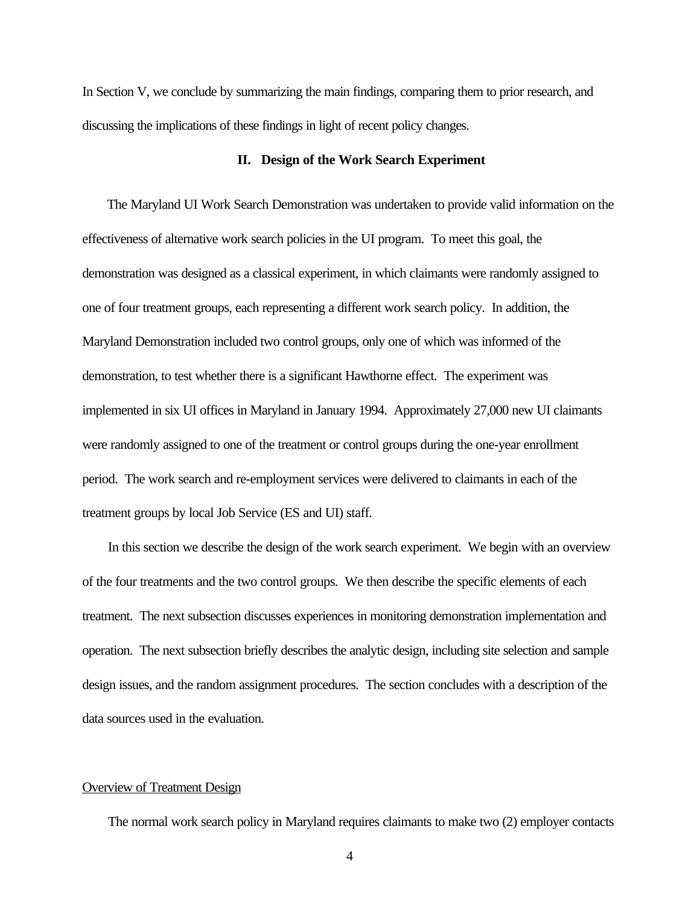In Section V, we conclude by summarizing the main findings, comparing them to prior research, and discussing the implications of these findings in light of recent policy changes.

## II. Design of the Work Search Experiment

The Maryland UI Work Search Demonstration was undertaken to provide valid information on the effectiveness of alternative work search policies in the UI program. To meet this goal, the demonstration was designed as a classical experiment, in which claimants were randomly assigned to one of four treatment groups, each representing a different work search policy. In addition, the Maryland Demonstration included two control groups, only one of which was informed of the demonstration, to test whether there is a significant Hawthorne effect. The experiment was implemented in six UI offices in Maryland in January 1994. Approximately 27,000 new UI claimants were randomly assigned to one of the treatment or control groups during the one-year enrollment period. The work search and re-employment services were delivered to claimants in each of the treatment groups by local Job Service (ES and UI) staff.

In this section we describe the design of the work search experiment. We begin with an overview of the four treatments and the two control groups. We then describe the specific elements of each treatment. The next subsection discusses experiences in monitoring demonstration implementation and operation. The next subsection briefly describes the analytic design, including site selection and sample design issues, and the random assignment procedures. The section concludes with a description of the data sources used in the evaluation.

### Overview of Treatment Design

The normal work search policy in Maryland requires claimants to make two (2) employer contacts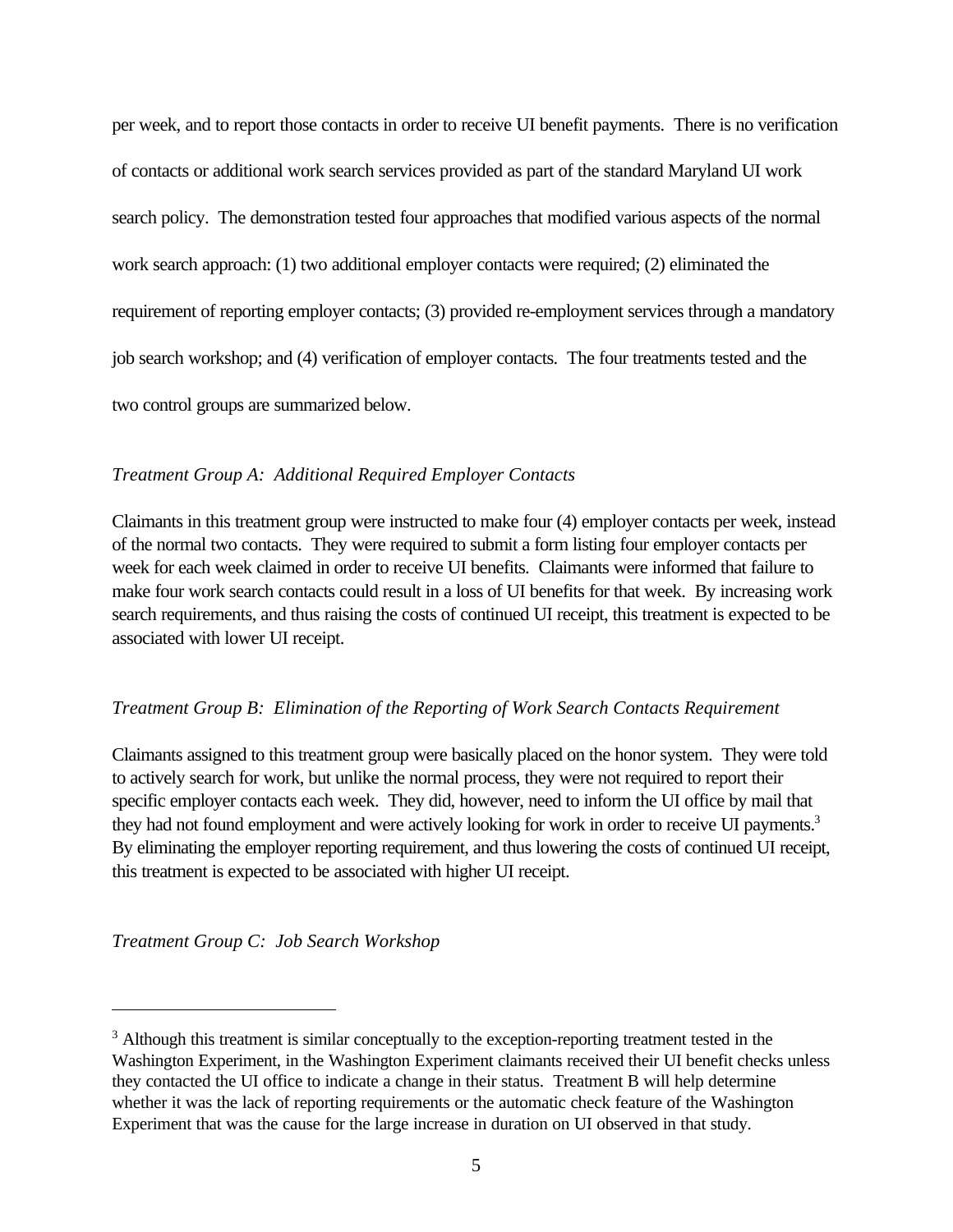per week, and to report those contacts in order to receive UI benefit payments. There is no verification of contacts or additional work search services provided as part of the standard Maryland UI work search policy. The demonstration tested four approaches that modified various aspects of the normal work search approach: (1) two additional employer contacts were required; (2) eliminated the requirement of reporting employer contacts; (3) provided re-employment services through a mandatory job search workshop; and (4) verification of employer contacts. The four treatments tested and the two control groups are summarized below.

*Treatment Group A: Additional Required Employer Contacts*

Claimants in this treatment group were instructed to make four (4) employer contacts per week, instead of the normal two contacts. They were required to submit a form listing four employer contacts per week for each week claimed in order to receive UI benefits. Claimants were informed that failure to make four work search contacts could result in a loss of UI benefits for that week. By increasing work search requirements, and thus raising the costs of continued UI receipt, this treatment is expected to be associated with lower UI receipt.

*Treatment Group B: Elimination of the Reporting of Work Search Contacts Requirement*

Claimants assigned to this treatment group were basically placed on the honor system. They were told to actively search for work, but unlike the normal process, they were not required to report their specific employer contacts each week. They did, however, need to inform the UI office by mail that they had not found employment and were actively looking for work in order to receive UI payments.[3] By eliminating the employer reporting requirement, and thus lowering the costs of continued UI receipt, this treatment is expected to be associated with higher UI receipt.

*Treatment Group C: Job Search Workshop*

---

[3] Although this treatment is similar conceptually to the exception-reporting treatment tested in the Washington Experiment, in the Washington Experiment claimants received their UI benefit checks unless they contacted the UI office to indicate a change in their status. Treatment B will help determine whether it was the lack of reporting requirements or the automatic check feature of the Washington Experiment that was the cause for the large increase in duration on UI observed in that study.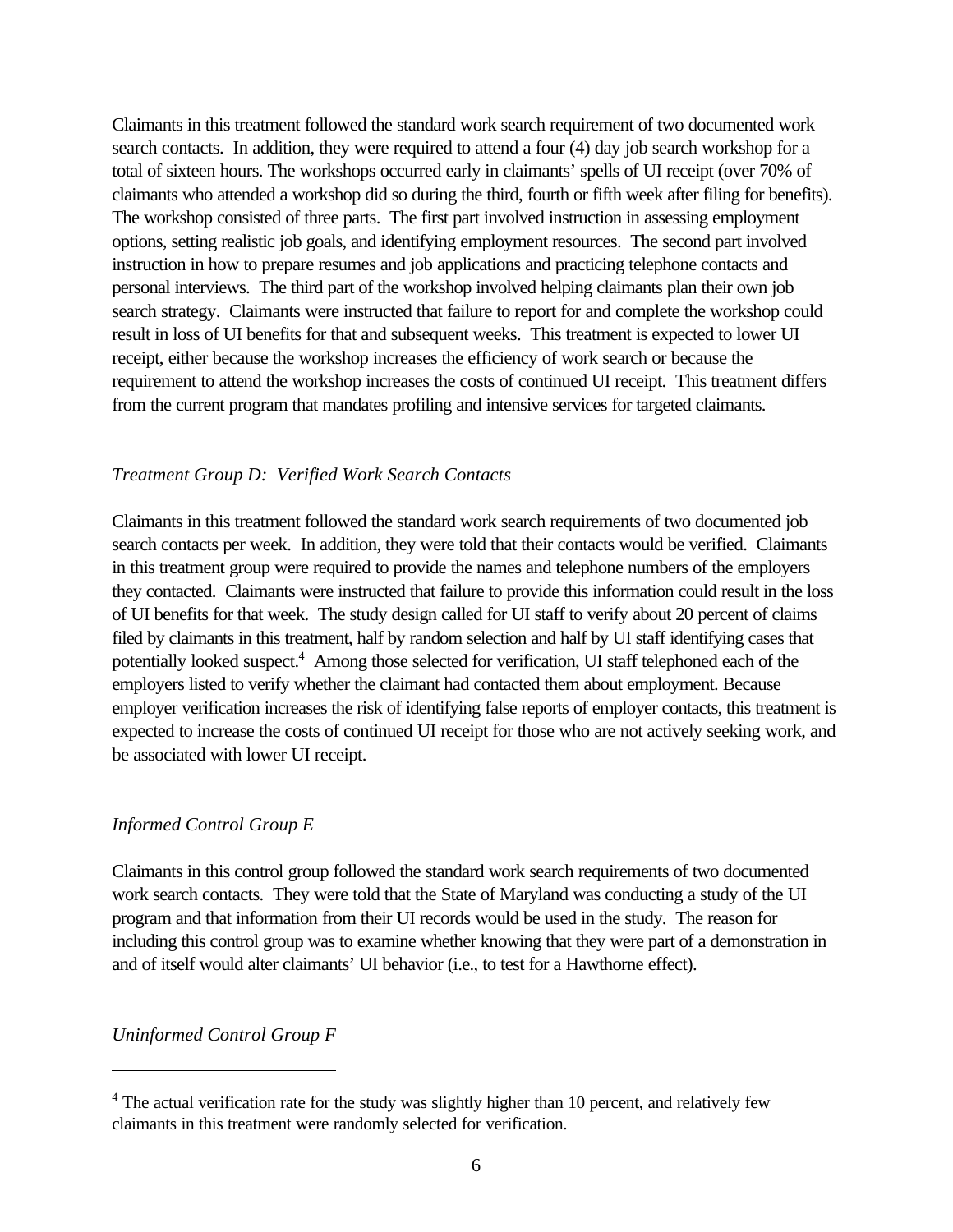Claimants in this treatment followed the standard work search requirement of two documented work search contacts. In addition, they were required to attend a four (4) day job search workshop for a total of sixteen hours. The workshops occurred early in claimants' spells of UI receipt (over 70% of claimants who attended a workshop did so during the third, fourth or fifth week after filing for benefits). The workshop consisted of three parts. The first part involved instruction in assessing employment options, setting realistic job goals, and identifying employment resources. The second part involved instruction in how to prepare resumes and job applications and practicing telephone contacts and personal interviews. The third part of the workshop involved helping claimants plan their own job search strategy. Claimants were instructed that failure to report for and complete the workshop could result in loss of UI benefits for that and subsequent weeks. This treatment is expected to lower UI receipt, either because the workshop increases the efficiency of work search or because the requirement to attend the workshop increases the costs of continued UI receipt. This treatment differs from the current program that mandates profiling and intensive services for targeted claimants.

*Treatment Group D: Verified Work Search Contacts*

Claimants in this treatment followed the standard work search requirements of two documented job search contacts per week. In addition, they were told that their contacts would be verified. Claimants in this treatment group were required to provide the names and telephone numbers of the employers they contacted. Claimants were instructed that failure to provide this information could result in the loss of UI benefits for that week. The study design called for UI staff to verify about 20 percent of claims filed by claimants in this treatment, half by random selection and half by UI staff identifying cases that potentially looked suspect.[4] Among those selected for verification, UI staff telephoned each of the employers listed to verify whether the claimant had contacted them about employment. Because employer verification increases the risk of identifying false reports of employer contacts, this treatment is expected to increase the costs of continued UI receipt for those who are not actively seeking work, and be associated with lower UI receipt.

*Informed Control Group E*

Claimants in this control group followed the standard work search requirements of two documented work search contacts. They were told that the State of Maryland was conducting a study of the UI program and that information from their UI records would be used in the study. The reason for including this control group was to examine whether knowing that they were part of a demonstration in and of itself would alter claimants' UI behavior (i.e., to test for a Hawthorne effect).

*Uninformed Control Group F*

---

[4] The actual verification rate for the study was slightly higher than 10 percent, and relatively few claimants in this treatment were randomly selected for verification.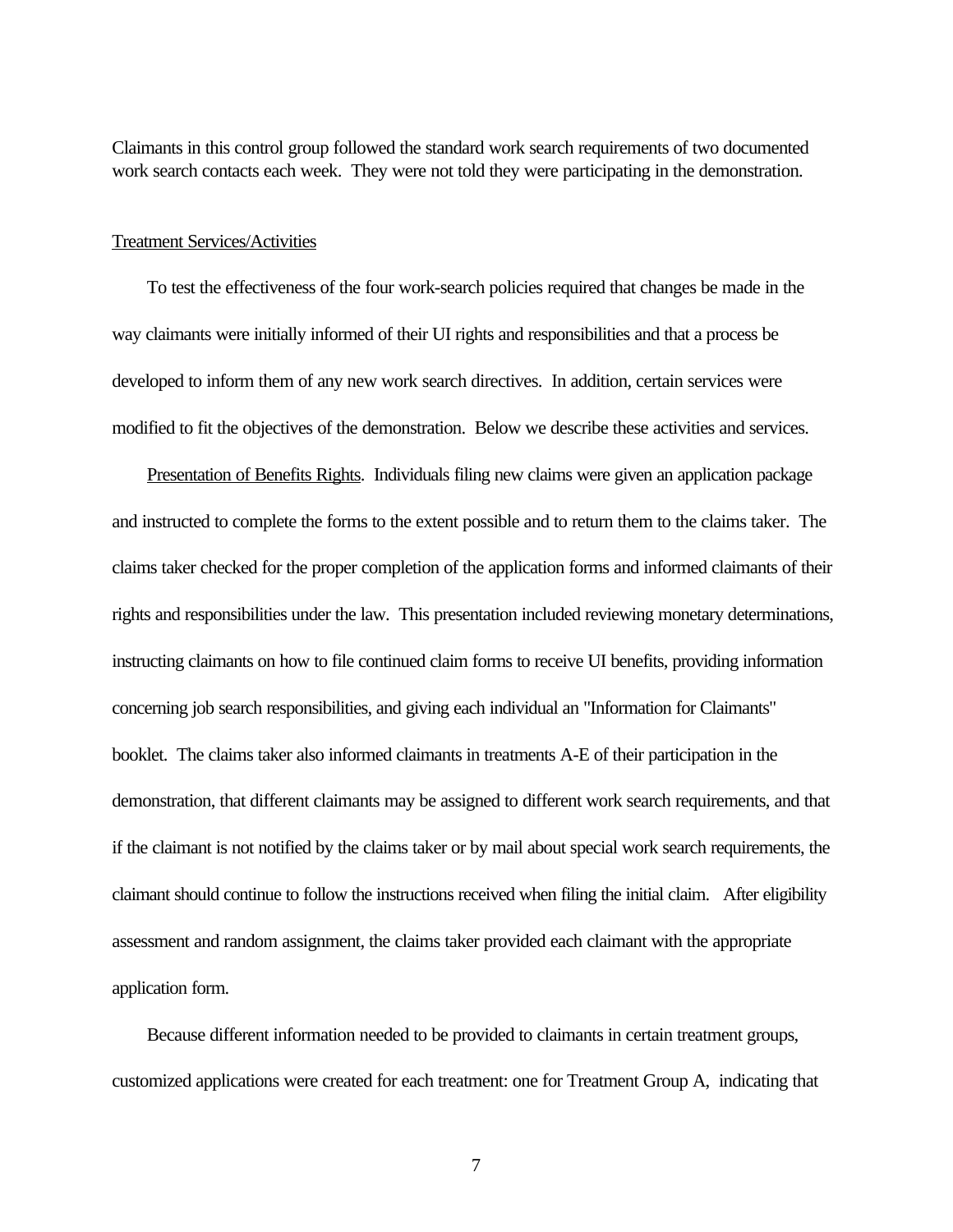Claimants in this control group followed the standard work search requirements of two documented work search contacts each week. They were not told they were participating in the demonstration.

Treatment Services/Activities

To test the effectiveness of the four work-search policies required that changes be made in the way claimants were initially informed of their UI rights and responsibilities and that a process be developed to inform them of any new work search directives. In addition, certain services were modified to fit the objectives of the demonstration. Below we describe these activities and services.

Presentation of Benefits Rights. Individuals filing new claims were given an application package and instructed to complete the forms to the extent possible and to return them to the claims taker. The claims taker checked for the proper completion of the application forms and informed claimants of their rights and responsibilities under the law. This presentation included reviewing monetary determinations, instructing claimants on how to file continued claim forms to receive UI benefits, providing information concerning job search responsibilities, and giving each individual an "Information for Claimants" booklet. The claims taker also informed claimants in treatments A-E of their participation in the demonstration, that different claimants may be assigned to different work search requirements, and that if the claimant is not notified by the claims taker or by mail about special work search requirements, the claimant should continue to follow the instructions received when filing the initial claim. After eligibility assessment and random assignment, the claims taker provided each claimant with the appropriate application form.

Because different information needed to be provided to claimants in certain treatment groups, customized applications were created for each treatment: one for Treatment Group A, indicating that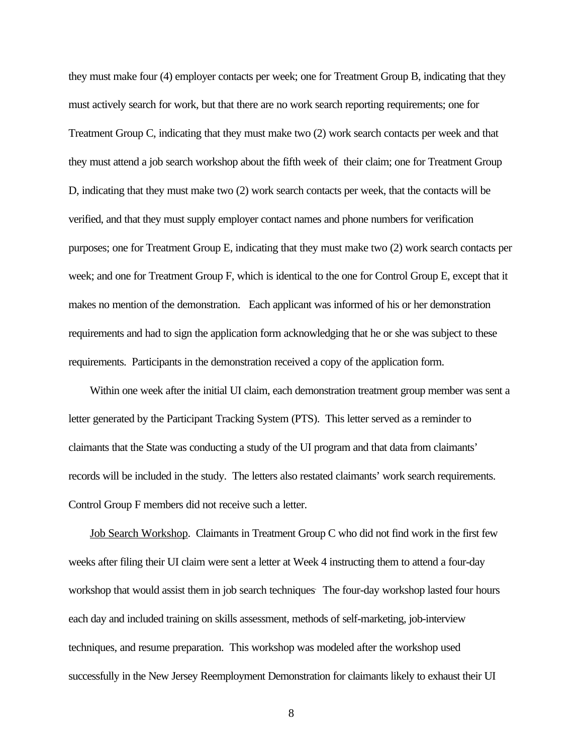they must make four (4) employer contacts per week; one for Treatment Group B, indicating that they must actively search for work, but that there are no work search reporting requirements; one for Treatment Group C, indicating that they must make two (2) work search contacts per week and that they must attend a job search workshop about the fifth week of their claim; one for Treatment Group D, indicating that they must make two (2) work search contacts per week, that the contacts will be verified, and that they must supply employer contact names and phone numbers for verification purposes; one for Treatment Group E, indicating that they must make two (2) work search contacts per week; and one for Treatment Group F, which is identical to the one for Control Group E, except that it makes no mention of the demonstration. Each applicant was informed of his or her demonstration requirements and had to sign the application form acknowledging that he or she was subject to these requirements. Participants in the demonstration received a copy of the application form.

Within one week after the initial UI claim, each demonstration treatment group member was sent a letter generated by the Participant Tracking System (PTS). This letter served as a reminder to claimants that the State was conducting a study of the UI program and that data from claimants' records will be included in the study. The letters also restated claimants' work search requirements. Control Group F members did not receive such a letter.

Job Search Workshop. Claimants in Treatment Group C who did not find work in the first few weeks after filing their UI claim were sent a letter at Week 4 instructing them to attend a four-day workshop that would assist them in job search techniques. The four-day workshop lasted four hours each day and included training on skills assessment, methods of self-marketing, job-interview techniques, and resume preparation. This workshop was modeled after the workshop used successfully in the New Jersey Reemployment Demonstration for claimants likely to exhaust their UI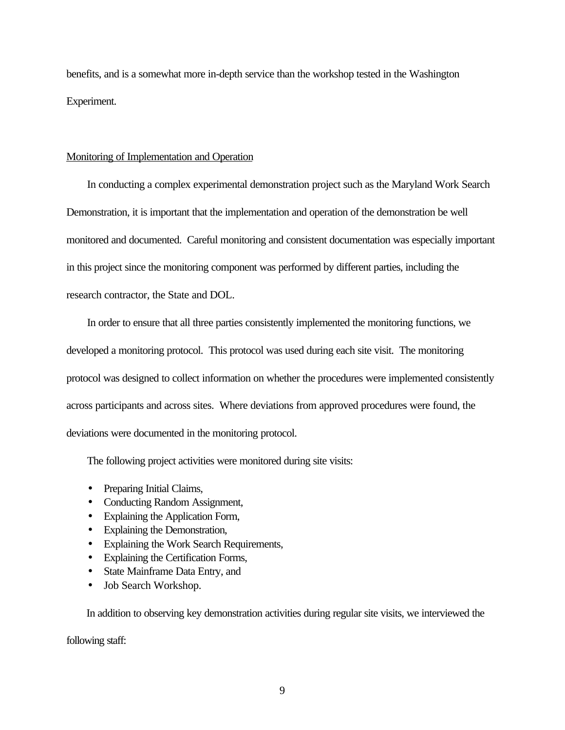benefits, and is a somewhat more in-depth service than the workshop tested in the Washington Experiment.

## Monitoring of Implementation and Operation

In conducting a complex experimental demonstration project such as the Maryland Work Search Demonstration, it is important that the implementation and operation of the demonstration be well monitored and documented. Careful monitoring and consistent documentation was especially important in this project since the monitoring component was performed by different parties, including the research contractor, the State and DOL.

In order to ensure that all three parties consistently implemented the monitoring functions, we developed a monitoring protocol. This protocol was used during each site visit. The monitoring protocol was designed to collect information on whether the procedures were implemented consistently across participants and across sites. Where deviations from approved procedures were found, the deviations were documented in the monitoring protocol.

The following project activities were monitored during site visits:

- Preparing Initial Claims,
- Conducting Random Assignment,
- Explaining the Application Form,
- Explaining the Demonstration,
- Explaining the Work Search Requirements,
- Explaining the Certification Forms,
- State Mainframe Data Entry, and
- Job Search Workshop.

In addition to observing key demonstration activities during regular site visits, we interviewed the following staff: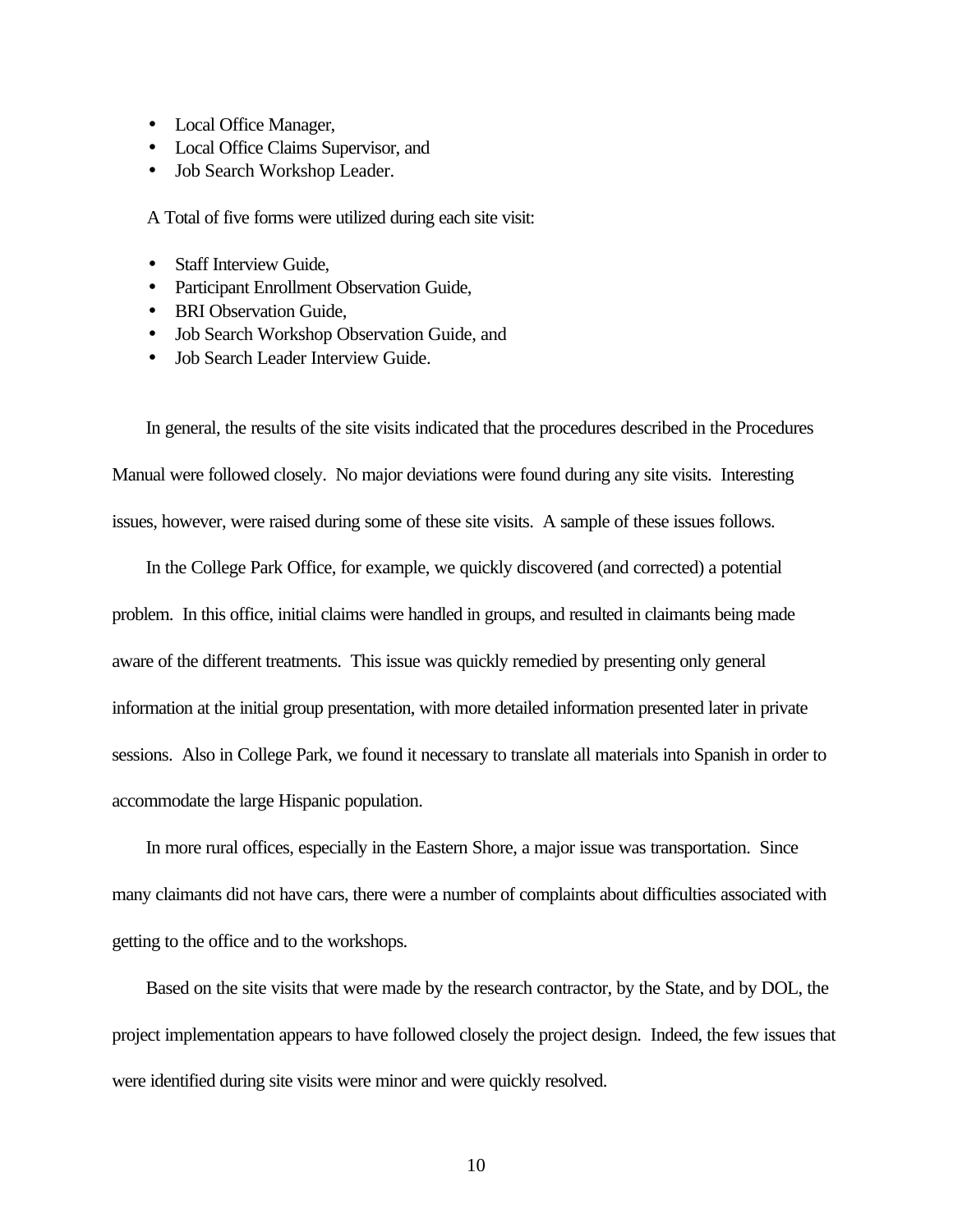- Local Office Manager,
- Local Office Claims Supervisor, and
- Job Search Workshop Leader.

A Total of five forms were utilized during each site visit:

- Staff Interview Guide,
- Participant Enrollment Observation Guide,
- BRI Observation Guide,
- Job Search Workshop Observation Guide, and
- Job Search Leader Interview Guide.

In general, the results of the site visits indicated that the procedures described in the Procedures Manual were followed closely. No major deviations were found during any site visits. Interesting issues, however, were raised during some of these site visits. A sample of these issues follows.

In the College Park Office, for example, we quickly discovered (and corrected) a potential problem. In this office, initial claims were handled in groups, and resulted in claimants being made aware of the different treatments. This issue was quickly remedied by presenting only general information at the initial group presentation, with more detailed information presented later in private sessions. Also in College Park, we found it necessary to translate all materials into Spanish in order to accommodate the large Hispanic population.

In more rural offices, especially in the Eastern Shore, a major issue was transportation. Since many claimants did not have cars, there were a number of complaints about difficulties associated with getting to the office and to the workshops.

Based on the site visits that were made by the research contractor, by the State, and by DOL, the project implementation appears to have followed closely the project design. Indeed, the few issues that were identified during site visits were minor and were quickly resolved.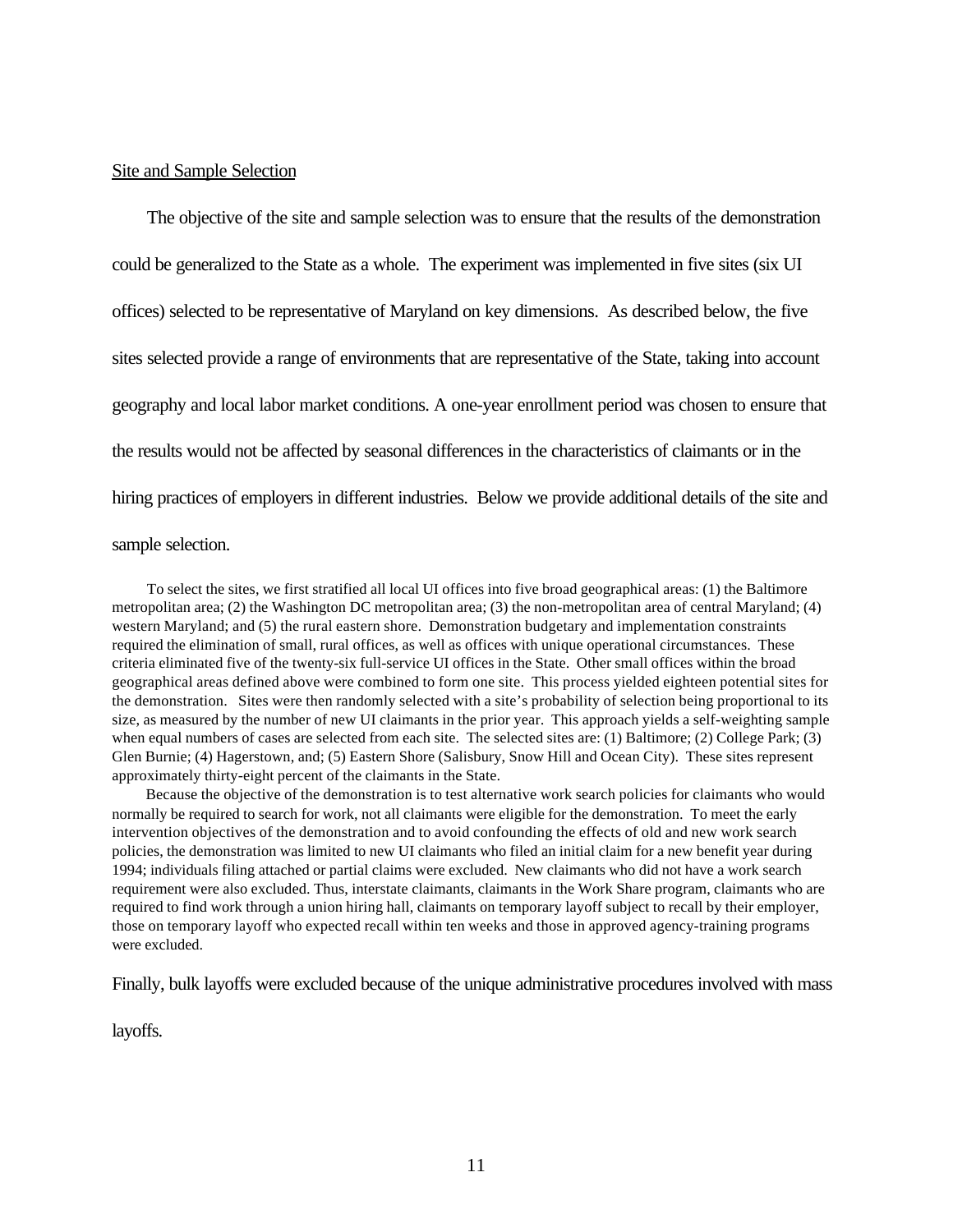Site and Sample Selection

The objective of the site and sample selection was to ensure that the results of the demonstration could be generalized to the State as a whole. The experiment was implemented in five sites (six UI offices) selected to be representative of Maryland on key dimensions. As described below, the five sites selected provide a range of environments that are representative of the State, taking into account geography and local labor market conditions. A one-year enrollment period was chosen to ensure that the results would not be affected by seasonal differences in the characteristics of claimants or in the hiring practices of employers in different industries. Below we provide additional details of the site and sample selection.

To select the sites, we first stratified all local UI offices into five broad geographical areas: (1) the Baltimore metropolitan area; (2) the Washington DC metropolitan area; (3) the non-metropolitan area of central Maryland; (4) western Maryland; and (5) the rural eastern shore. Demonstration budgetary and implementation constraints required the elimination of small, rural offices, as well as offices with unique operational circumstances. These criteria eliminated five of the twenty-six full-service UI offices in the State. Other small offices within the broad geographical areas defined above were combined to form one site. This process yielded eighteen potential sites for the demonstration. Sites were then randomly selected with a site's probability of selection being proportional to its size, as measured by the number of new UI claimants in the prior year. This approach yields a self-weighting sample when equal numbers of cases are selected from each site. The selected sites are: (1) Baltimore; (2) College Park; (3) Glen Burnie; (4) Hagerstown, and; (5) Eastern Shore (Salisbury, Snow Hill and Ocean City). These sites represent approximately thirty-eight percent of the claimants in the State.

Because the objective of the demonstration is to test alternative work search policies for claimants who would normally be required to search for work, not all claimants were eligible for the demonstration. To meet the early intervention objectives of the demonstration and to avoid confounding the effects of old and new work search policies, the demonstration was limited to new UI claimants who filed an initial claim for a new benefit year during 1994; individuals filing attached or partial claims were excluded. New claimants who did not have a work search requirement were also excluded. Thus, interstate claimants, claimants in the Work Share program, claimants who are required to find work through a union hiring hall, claimants on temporary layoff subject to recall by their employer, those on temporary layoff who expected recall within ten weeks and those in approved agency-training programs were excluded.

Finally, bulk layoffs were excluded because of the unique administrative procedures involved with mass layoffs.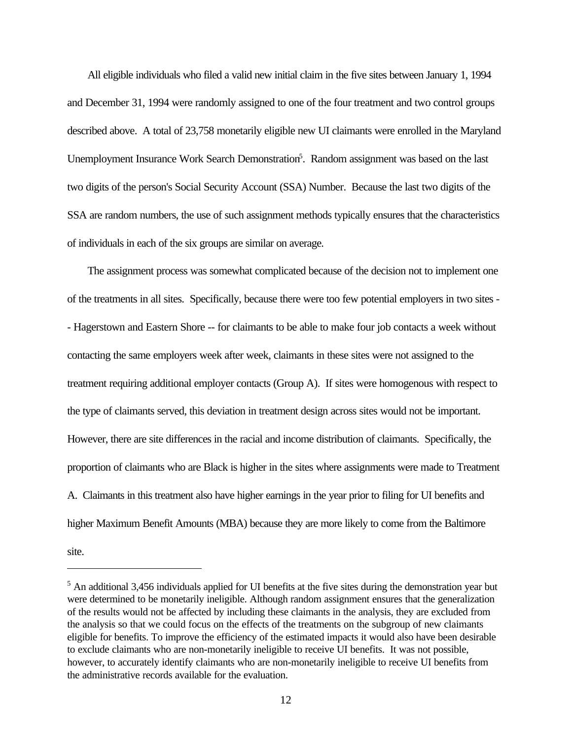All eligible individuals who filed a valid new initial claim in the five sites between January 1, 1994 and December 31, 1994 were randomly assigned to one of the four treatment and two control groups described above. A total of 23,758 monetarily eligible new UI claimants were enrolled in the Maryland Unemployment Insurance Work Search Demonstration[5]. Random assignment was based on the last two digits of the person's Social Security Account (SSA) Number. Because the last two digits of the SSA are random numbers, the use of such assignment methods typically ensures that the characteristics of individuals in each of the six groups are similar on average.

The assignment process was somewhat complicated because of the decision not to implement one of the treatments in all sites. Specifically, because there were too few potential employers in two sites -- Hagerstown and Eastern Shore -- for claimants to be able to make four job contacts a week without contacting the same employers week after week, claimants in these sites were not assigned to the treatment requiring additional employer contacts (Group A). If sites were homogenous with respect to the type of claimants served, this deviation in treatment design across sites would not be important. However, there are site differences in the racial and income distribution of claimants. Specifically, the proportion of claimants who are Black is higher in the sites where assignments were made to Treatment A. Claimants in this treatment also have higher earnings in the year prior to filing for UI benefits and higher Maximum Benefit Amounts (MBA) because they are more likely to come from the Baltimore site.

---

[5] An additional 3,456 individuals applied for UI benefits at the five sites during the demonstration year but were determined to be monetarily ineligible. Although random assignment ensures that the generalization of the results would not be affected by including these claimants in the analysis, they are excluded from the analysis so that we could focus on the effects of the treatments on the subgroup of new claimants eligible for benefits. To improve the efficiency of the estimated impacts it would also have been desirable to exclude claimants who are non-monetarily ineligible to receive UI benefits. It was not possible, however, to accurately identify claimants who are non-monetarily ineligible to receive UI benefits from the administrative records available for the evaluation.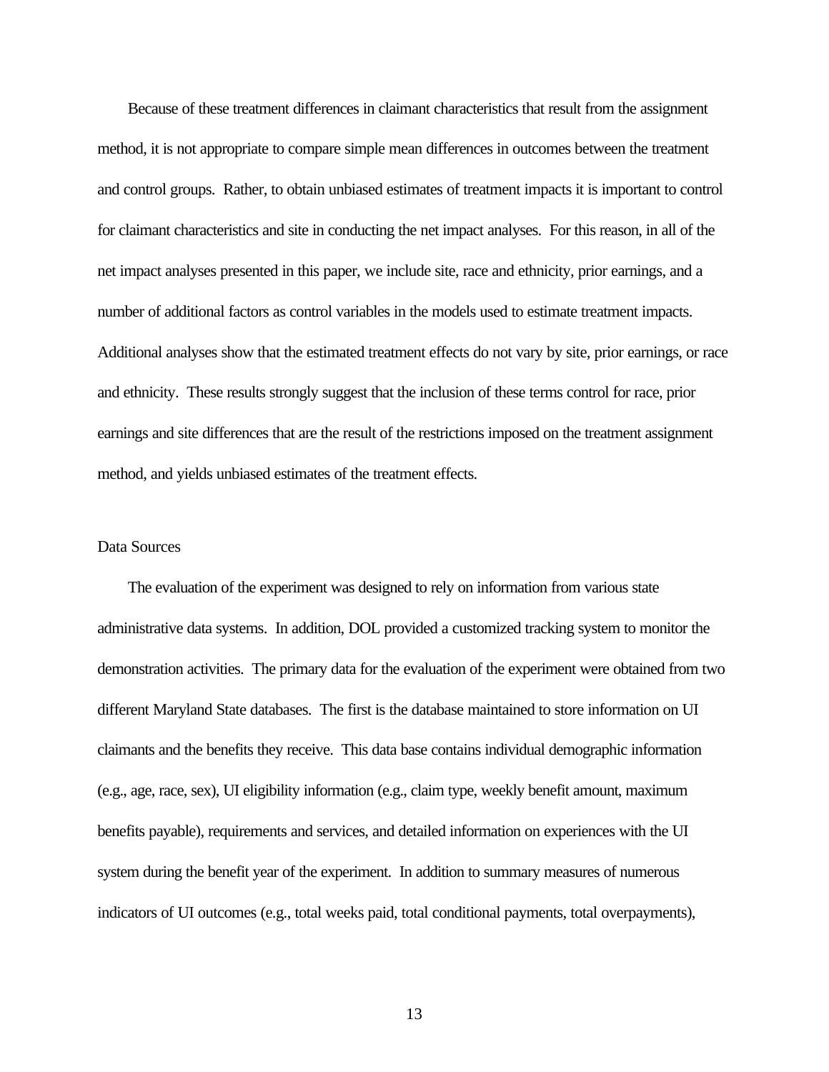Because of these treatment differences in claimant characteristics that result from the assignment method, it is not appropriate to compare simple mean differences in outcomes between the treatment and control groups. Rather, to obtain unbiased estimates of treatment impacts it is important to control for claimant characteristics and site in conducting the net impact analyses. For this reason, in all of the net impact analyses presented in this paper, we include site, race and ethnicity, prior earnings, and a number of additional factors as control variables in the models used to estimate treatment impacts. Additional analyses show that the estimated treatment effects do not vary by site, prior earnings, or race and ethnicity. These results strongly suggest that the inclusion of these terms control for race, prior earnings and site differences that are the result of the restrictions imposed on the treatment assignment method, and yields unbiased estimates of the treatment effects.

## Data Sources

The evaluation of the experiment was designed to rely on information from various state administrative data systems. In addition, DOL provided a customized tracking system to monitor the demonstration activities. The primary data for the evaluation of the experiment were obtained from two different Maryland State databases. The first is the database maintained to store information on UI claimants and the benefits they receive. This data base contains individual demographic information (e.g., age, race, sex), UI eligibility information (e.g., claim type, weekly benefit amount, maximum benefits payable), requirements and services, and detailed information on experiences with the UI system during the benefit year of the experiment. In addition to summary measures of numerous indicators of UI outcomes (e.g., total weeks paid, total conditional payments, total overpayments),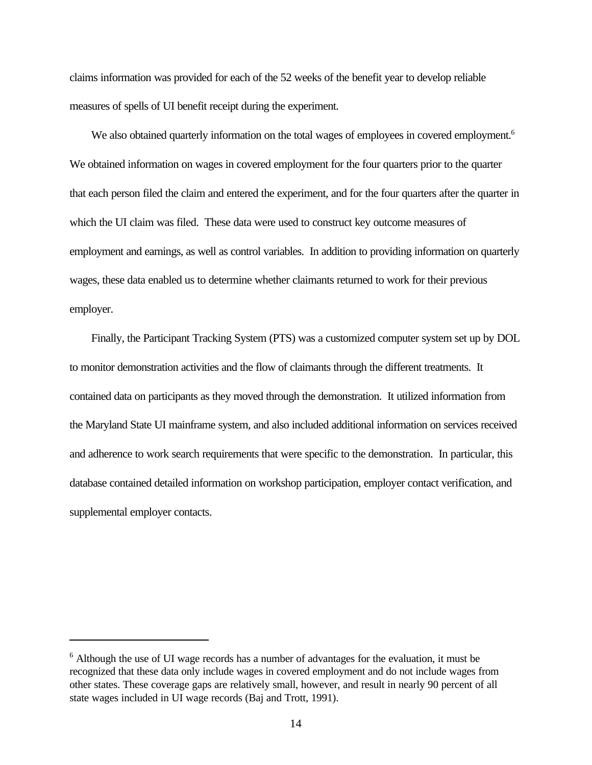claims information was provided for each of the 52 weeks of the benefit year to develop reliable measures of spells of UI benefit receipt during the experiment.

We also obtained quarterly information on the total wages of employees in covered employment.[6] We obtained information on wages in covered employment for the four quarters prior to the quarter that each person filed the claim and entered the experiment, and for the four quarters after the quarter in which the UI claim was filed. These data were used to construct key outcome measures of employment and earnings, as well as control variables. In addition to providing information on quarterly wages, these data enabled us to determine whether claimants returned to work for their previous employer.

Finally, the Participant Tracking System (PTS) was a customized computer system set up by DOL to monitor demonstration activities and the flow of claimants through the different treatments. It contained data on participants as they moved through the demonstration. It utilized information from the Maryland State UI mainframe system, and also included additional information on services received and adherence to work search requirements that were specific to the demonstration. In particular, this database contained detailed information on workshop participation, employer contact verification, and supplemental employer contacts.

---

[6] Although the use of UI wage records has a number of advantages for the evaluation, it must be recognized that these data only include wages in covered employment and do not include wages from other states. These coverage gaps are relatively small, however, and result in nearly 90 percent of all state wages included in UI wage records (Baj and Trott, 1991).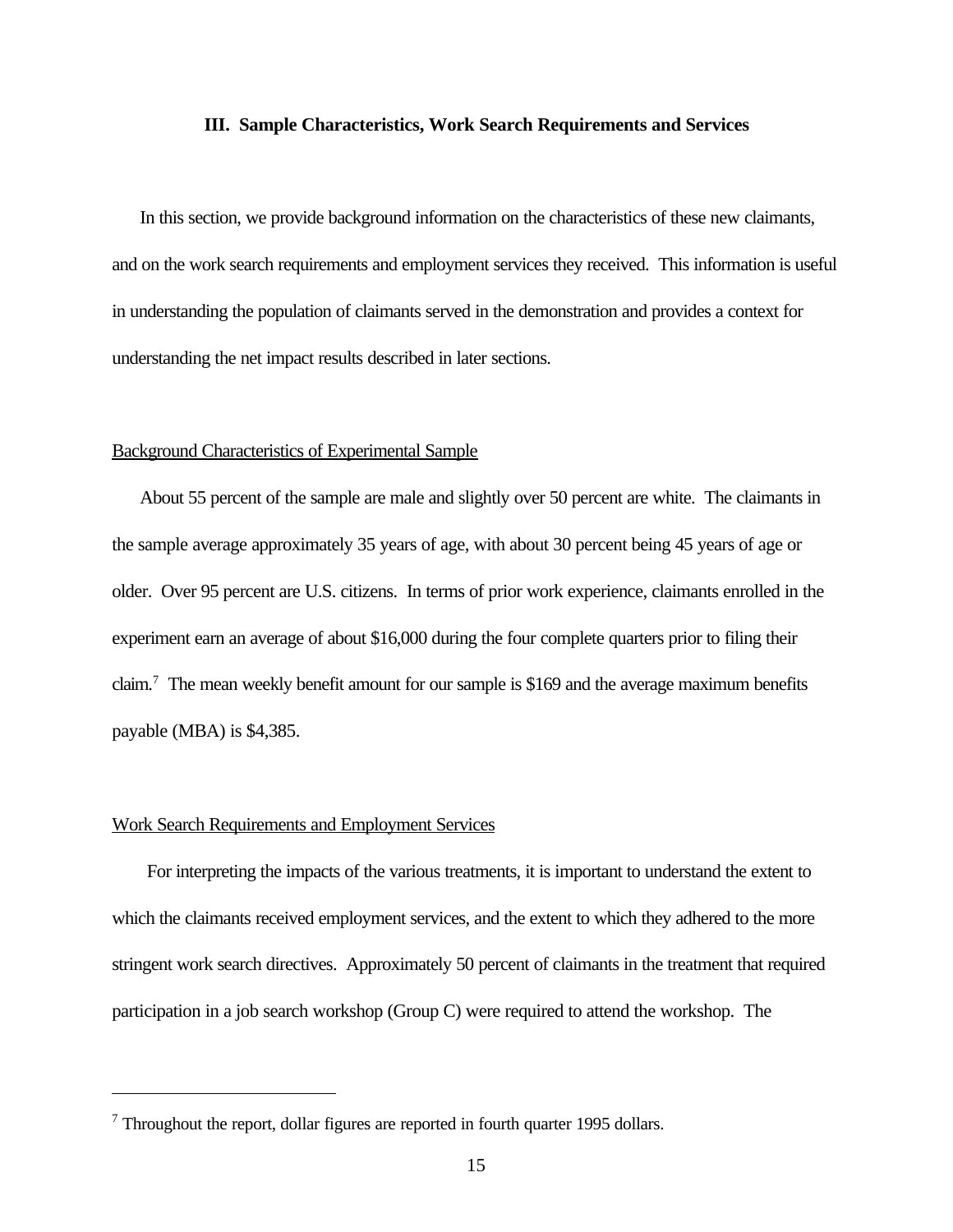## III. Sample Characteristics, Work Search Requirements and Services

In this section, we provide background information on the characteristics of these new claimants, and on the work search requirements and employment services they received. This information is useful in understanding the population of claimants served in the demonstration and provides a context for understanding the net impact results described in later sections.

### Background Characteristics of Experimental Sample

About 55 percent of the sample are male and slightly over 50 percent are white. The claimants in the sample average approximately 35 years of age, with about 30 percent being 45 years of age or older. Over 95 percent are U.S. citizens. In terms of prior work experience, claimants enrolled in the experiment earn an average of about $16,000 during the four complete quarters prior to filing their claim.[7] The mean weekly benefit amount for our sample is $169 and the average maximum benefits payable (MBA) is $4,385.

### Work Search Requirements and Employment Services

For interpreting the impacts of the various treatments, it is important to understand the extent to which the claimants received employment services, and the extent to which they adhered to the more stringent work search directives. Approximately 50 percent of claimants in the treatment that required participation in a job search workshop (Group C) were required to attend the workshop. The

---

[7] Throughout the report, dollar figures are reported in fourth quarter 1995 dollars.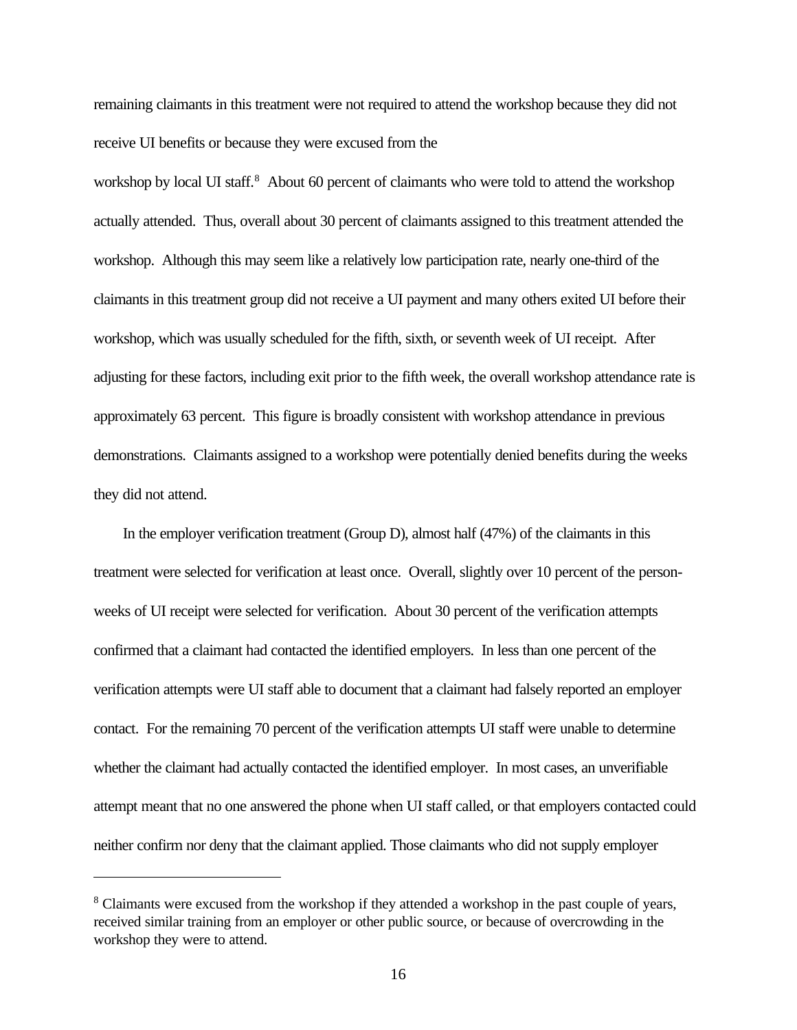remaining claimants in this treatment were not required to attend the workshop because they did not receive UI benefits or because they were excused from the workshop by local UI staff.[8] About 60 percent of claimants who were told to attend the workshop actually attended. Thus, overall about 30 percent of claimants assigned to this treatment attended the workshop. Although this may seem like a relatively low participation rate, nearly one-third of the claimants in this treatment group did not receive a UI payment and many others exited UI before their workshop, which was usually scheduled for the fifth, sixth, or seventh week of UI receipt. After adjusting for these factors, including exit prior to the fifth week, the overall workshop attendance rate is approximately 63 percent. This figure is broadly consistent with workshop attendance in previous demonstrations. Claimants assigned to a workshop were potentially denied benefits during the weeks they did not attend.

In the employer verification treatment (Group D), almost half (47%) of the claimants in this treatment were selected for verification at least once. Overall, slightly over 10 percent of the person-weeks of UI receipt were selected for verification. About 30 percent of the verification attempts confirmed that a claimant had contacted the identified employers. In less than one percent of the verification attempts were UI staff able to document that a claimant had falsely reported an employer contact. For the remaining 70 percent of the verification attempts UI staff were unable to determine whether the claimant had actually contacted the identified employer. In most cases, an unverifiable attempt meant that no one answered the phone when UI staff called, or that employers contacted could neither confirm nor deny that the claimant applied. Those claimants who did not supply employer

---

[8] Claimants were excused from the workshop if they attended a workshop in the past couple of years, received similar training from an employer or other public source, or because of overcrowding in the workshop they were to attend.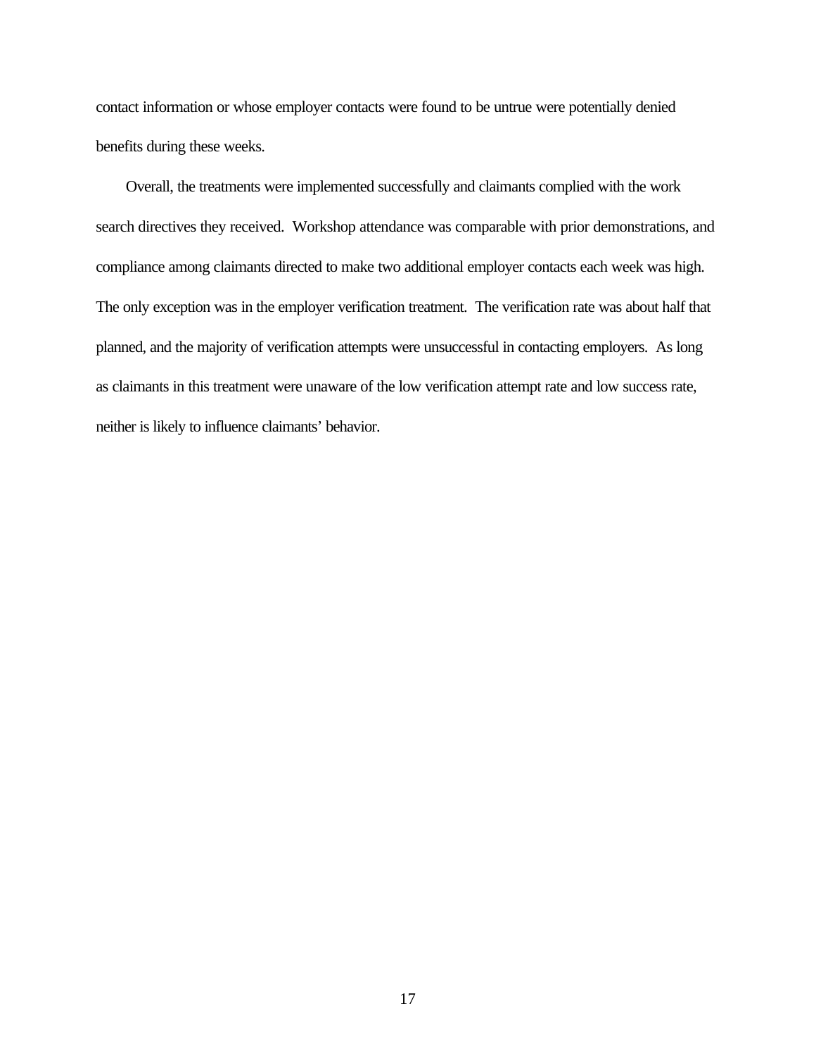contact information or whose employer contacts were found to be untrue were potentially denied benefits during these weeks.

Overall, the treatments were implemented successfully and claimants complied with the work search directives they received. Workshop attendance was comparable with prior demonstrations, and compliance among claimants directed to make two additional employer contacts each week was high. The only exception was in the employer verification treatment. The verification rate was about half that planned, and the majority of verification attempts were unsuccessful in contacting employers. As long as claimants in this treatment were unaware of the low verification attempt rate and low success rate, neither is likely to influence claimants' behavior.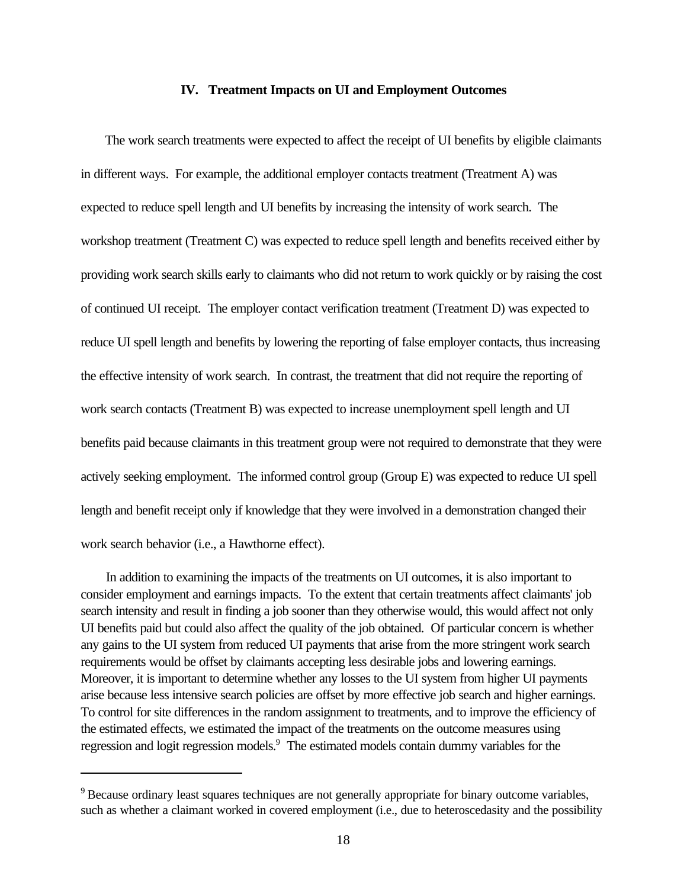## IV. Treatment Impacts on UI and Employment Outcomes

The work search treatments were expected to affect the receipt of UI benefits by eligible claimants in different ways. For example, the additional employer contacts treatment (Treatment A) was expected to reduce spell length and UI benefits by increasing the intensity of work search. The workshop treatment (Treatment C) was expected to reduce spell length and benefits received either by providing work search skills early to claimants who did not return to work quickly or by raising the cost of continued UI receipt. The employer contact verification treatment (Treatment D) was expected to reduce UI spell length and benefits by lowering the reporting of false employer contacts, thus increasing the effective intensity of work search. In contrast, the treatment that did not require the reporting of work search contacts (Treatment B) was expected to increase unemployment spell length and UI benefits paid because claimants in this treatment group were not required to demonstrate that they were actively seeking employment. The informed control group (Group E) was expected to reduce UI spell length and benefit receipt only if knowledge that they were involved in a demonstration changed their work search behavior (i.e., a Hawthorne effect).

In addition to examining the impacts of the treatments on UI outcomes, it is also important to consider employment and earnings impacts. To the extent that certain treatments affect claimants' job search intensity and result in finding a job sooner than they otherwise would, this would affect not only UI benefits paid but could also affect the quality of the job obtained. Of particular concern is whether any gains to the UI system from reduced UI payments that arise from the more stringent work search requirements would be offset by claimants accepting less desirable jobs and lowering earnings. Moreover, it is important to determine whether any losses to the UI system from higher UI payments arise because less intensive search policies are offset by more effective job search and higher earnings. To control for site differences in the random assignment to treatments, and to improve the efficiency of the estimated effects, we estimated the impact of the treatments on the outcome measures using regression and logit regression models.[9] The estimated models contain dummy variables for the

[9] Because ordinary least squares techniques are not generally appropriate for binary outcome variables, such as whether a claimant worked in covered employment (i.e., due to heteroscedasity and the possibility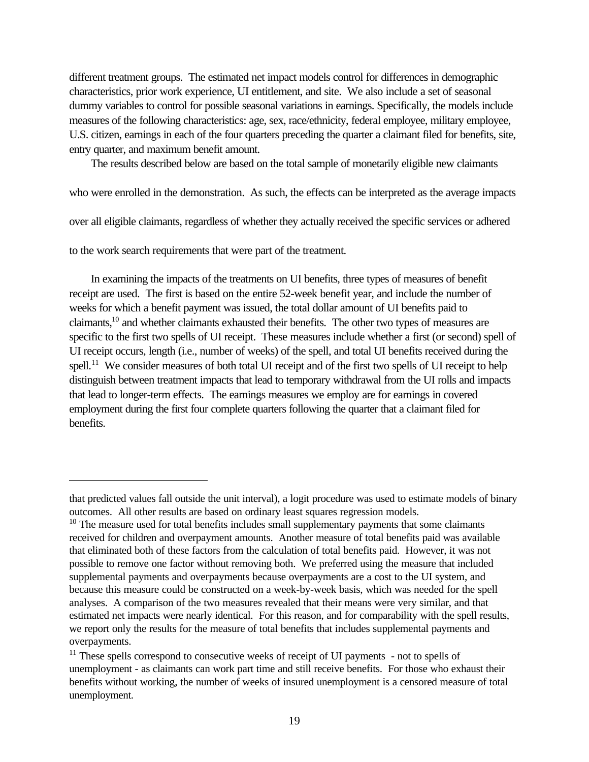different treatment groups. The estimated net impact models control for differences in demographic characteristics, prior work experience, UI entitlement, and site. We also include a set of seasonal dummy variables to control for possible seasonal variations in earnings. Specifically, the models include measures of the following characteristics: age, sex, race/ethnicity, federal employee, military employee, U.S. citizen, earnings in each of the four quarters preceding the quarter a claimant filed for benefits, site, entry quarter, and maximum benefit amount.

The results described below are based on the total sample of monetarily eligible new claimants who were enrolled in the demonstration. As such, the effects can be interpreted as the average impacts over all eligible claimants, regardless of whether they actually received the specific services or adhered to the work search requirements that were part of the treatment.

In examining the impacts of the treatments on UI benefits, three types of measures of benefit receipt are used. The first is based on the entire 52-week benefit year, and include the number of weeks for which a benefit payment was issued, the total dollar amount of UI benefits paid to claimants,[10] and whether claimants exhausted their benefits. The other two types of measures are specific to the first two spells of UI receipt. These measures include whether a first (or second) spell of UI receipt occurs, length (i.e., number of weeks) of the spell, and total UI benefits received during the spell.[11] We consider measures of both total UI receipt and of the first two spells of UI receipt to help distinguish between treatment impacts that lead to temporary withdrawal from the UI rolls and impacts that lead to longer-term effects. The earnings measures we employ are for earnings in covered employment during the first four complete quarters following the quarter that a claimant filed for benefits.

---

that predicted values fall outside the unit interval), a logit procedure was used to estimate models of binary outcomes. All other results are based on ordinary least squares regression models.

[10] The measure used for total benefits includes small supplementary payments that some claimants received for children and overpayment amounts. Another measure of total benefits paid was available that eliminated both of these factors from the calculation of total benefits paid. However, it was not possible to remove one factor without removing both. We preferred using the measure that included supplemental payments and overpayments because overpayments are a cost to the UI system, and because this measure could be constructed on a week-by-week basis, which was needed for the spell analyses. A comparison of the two measures revealed that their means were very similar, and that estimated net impacts were nearly identical. For this reason, and for comparability with the spell results, we report only the results for the measure of total benefits that includes supplemental payments and overpayments.

[11] These spells correspond to consecutive weeks of receipt of UI payments - not to spells of unemployment - as claimants can work part time and still receive benefits. For those who exhaust their benefits without working, the number of weeks of insured unemployment is a censored measure of total unemployment.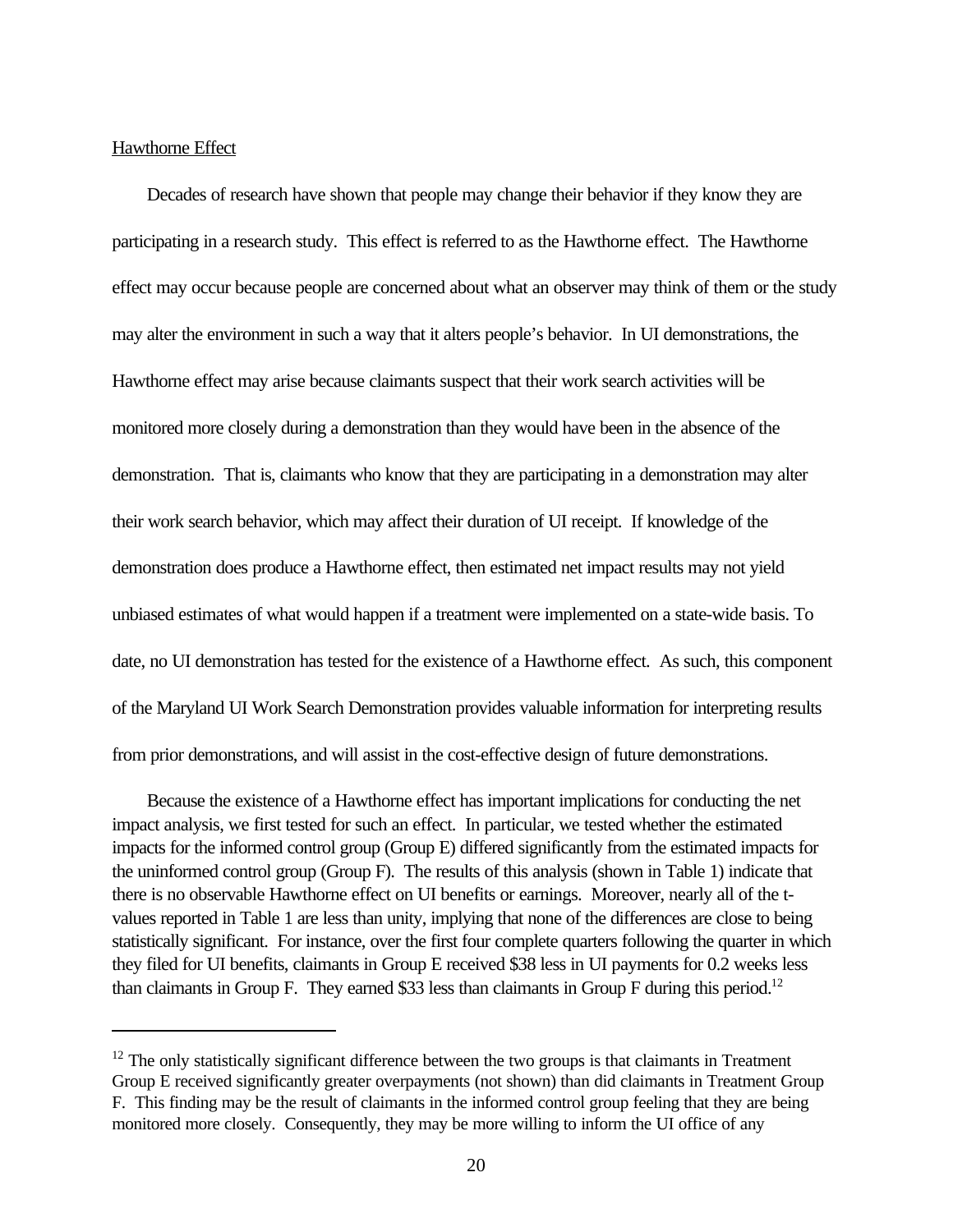Hawthorne Effect

Decades of research have shown that people may change their behavior if they know they are participating in a research study. This effect is referred to as the Hawthorne effect. The Hawthorne effect may occur because people are concerned about what an observer may think of them or the study may alter the environment in such a way that it alters people's behavior. In UI demonstrations, the Hawthorne effect may arise because claimants suspect that their work search activities will be monitored more closely during a demonstration than they would have been in the absence of the demonstration. That is, claimants who know that they are participating in a demonstration may alter their work search behavior, which may affect their duration of UI receipt. If knowledge of the demonstration does produce a Hawthorne effect, then estimated net impact results may not yield unbiased estimates of what would happen if a treatment were implemented on a state-wide basis. To date, no UI demonstration has tested for the existence of a Hawthorne effect. As such, this component of the Maryland UI Work Search Demonstration provides valuable information for interpreting results from prior demonstrations, and will assist in the cost-effective design of future demonstrations.

Because the existence of a Hawthorne effect has important implications for conducting the net impact analysis, we first tested for such an effect. In particular, we tested whether the estimated impacts for the informed control group (Group E) differed significantly from the estimated impacts for the uninformed control group (Group F). The results of this analysis (shown in Table 1) indicate that there is no observable Hawthorne effect on UI benefits or earnings. Moreover, nearly all of the t-values reported in Table 1 are less than unity, implying that none of the differences are close to being statistically significant. For instance, over the first four complete quarters following the quarter in which they filed for UI benefits, claimants in Group E received \$38 less in UI payments for 0.2 weeks less than claimants in Group F. They earned \$33 less than claimants in Group F during this period.[12]

---

[12] The only statistically significant difference between the two groups is that claimants in Treatment Group E received significantly greater overpayments (not shown) than did claimants in Treatment Group F. This finding may be the result of claimants in the informed control group feeling that they are being monitored more closely. Consequently, they may be more willing to inform the UI office of any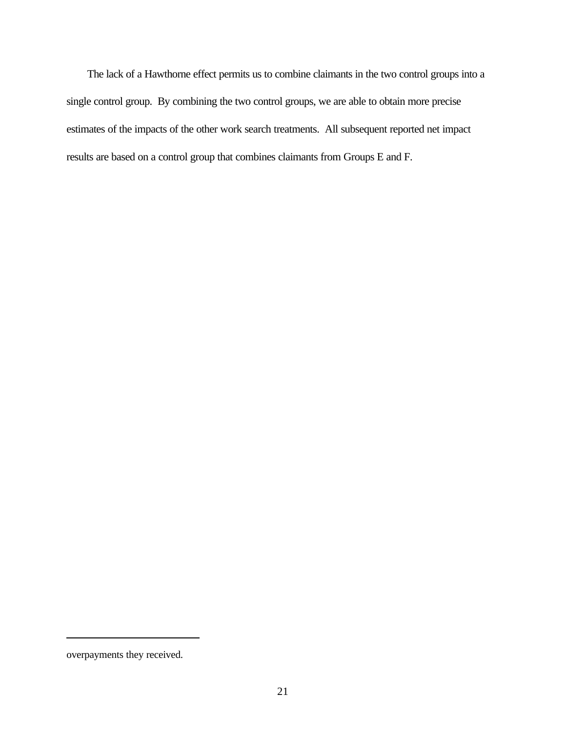The lack of a Hawthorne effect permits us to combine claimants in the two control groups into a single control group. By combining the two control groups, we are able to obtain more precise estimates of the impacts of the other work search treatments. All subsequent reported net impact results are based on a control group that combines claimants from Groups E and F.

---

overpayments they received.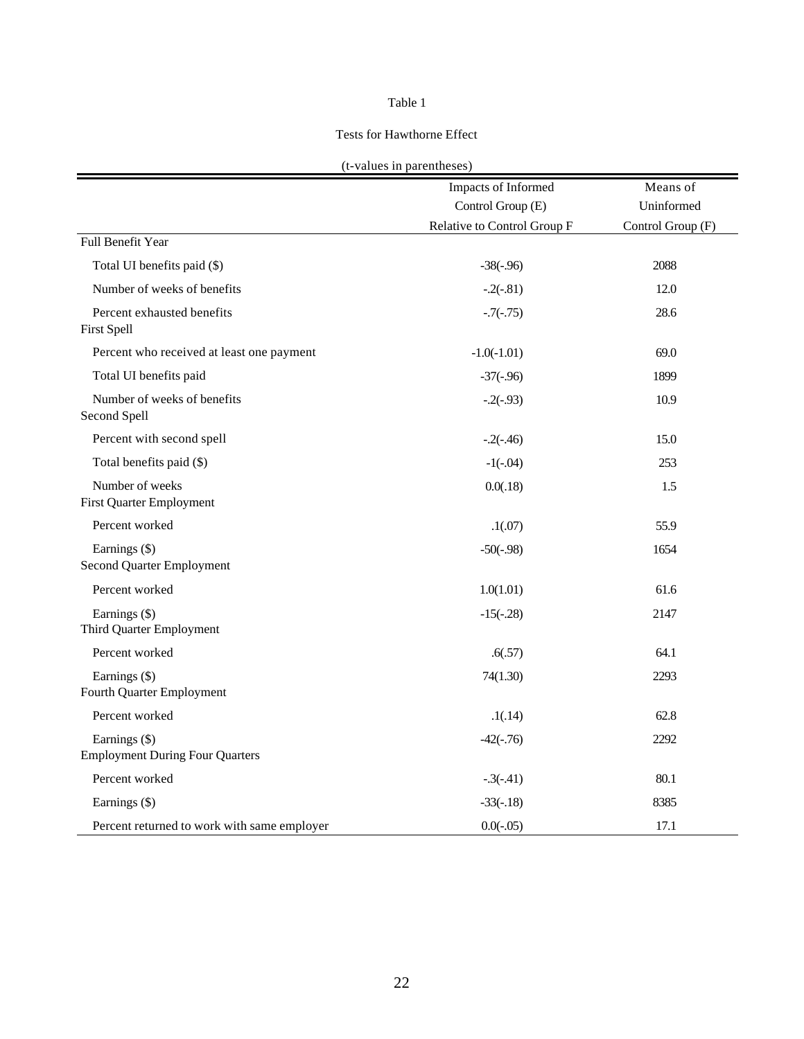Table 1

Tests for Hawthorne Effect

(t-values in parentheses)

| | Impacts of Informed Control Group (E) Relative to Control Group F | Means of Uninformed Control Group (F) |
|---|---|---|
| Full Benefit Year | | |
| Total UI benefits paid ($) | -38(-.96) | 2088 |
| Number of weeks of benefits | -.2(-.81) | 12.0 |
| Percent exhausted benefits | -.7(-.75) | 28.6 |
| First Spell | | |
| Percent who received at least one payment | -1.0(-1.01) | 69.0 |
| Total UI benefits paid | -37(-.96) | 1899 |
| Number of weeks of benefits | -.2(-.93) | 10.9 |
| Second Spell | | |
| Percent with second spell | -.2(-.46) | 15.0 |
| Total benefits paid ($) | -1(-.04) | 253 |
| Number of weeks | 0.0(.18) | 1.5 |
| First Quarter Employment | | |
| Percent worked | .1(.07) | 55.9 |
| Earnings ($) | -50(-.98) | 1654 |
| Second Quarter Employment | | |
| Percent worked | 1.0(1.01) | 61.6 |
| Earnings ($) | -15(-.28) | 2147 |
| Third Quarter Employment | | |
| Percent worked | .6(.57) | 64.1 |
| Earnings ($) | 74(1.30) | 2293 |
| Fourth Quarter Employment | | |
| Percent worked | .1(.14) | 62.8 |
| Earnings ($) | -42(-.76) | 2292 |
| Employment During Four Quarters | | |
| Percent worked | -.3(-.41) | 80.1 |
| Earnings ($) | -33(-.18) | 8385 |
| Percent returned to work with same employer | 0.0(-.05) | 17.1 |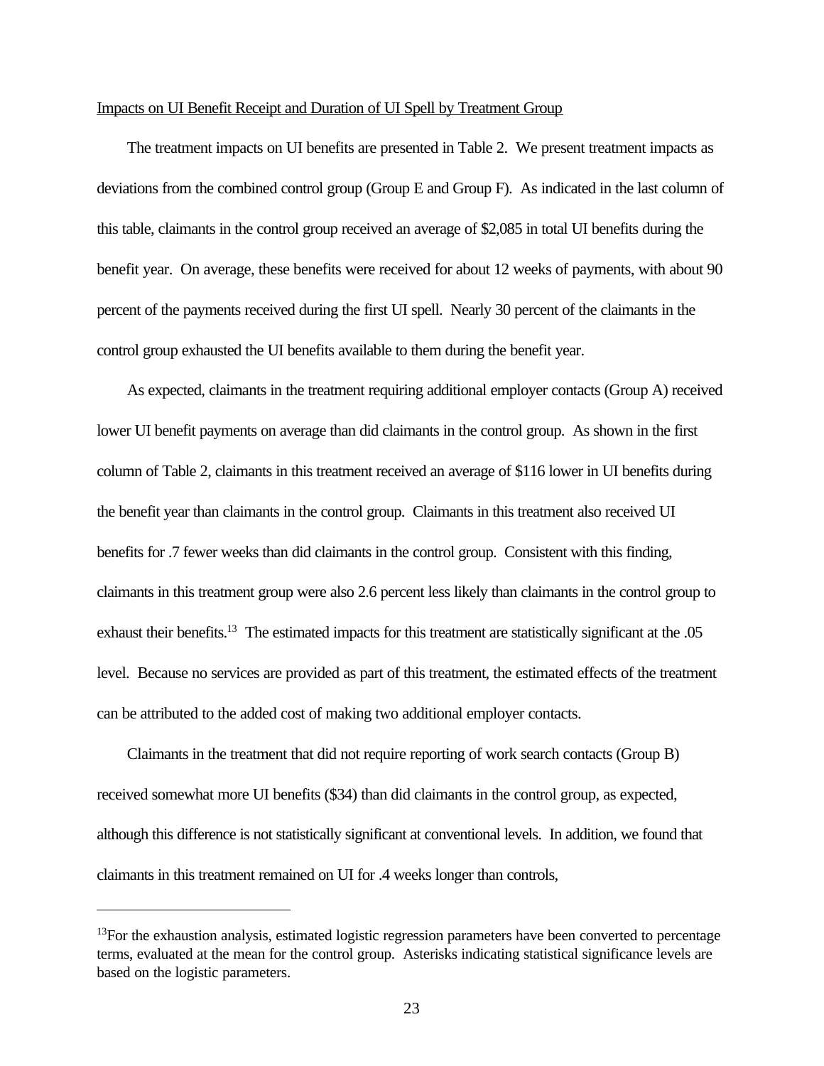Impacts on UI Benefit Receipt and Duration of UI Spell by Treatment Group

The treatment impacts on UI benefits are presented in Table 2. We present treatment impacts as deviations from the combined control group (Group E and Group F). As indicated in the last column of this table, claimants in the control group received an average of $2,085 in total UI benefits during the benefit year. On average, these benefits were received for about 12 weeks of payments, with about 90 percent of the payments received during the first UI spell. Nearly 30 percent of the claimants in the control group exhausted the UI benefits available to them during the benefit year.

As expected, claimants in the treatment requiring additional employer contacts (Group A) received lower UI benefit payments on average than did claimants in the control group. As shown in the first column of Table 2, claimants in this treatment received an average of $116 lower in UI benefits during the benefit year than claimants in the control group. Claimants in this treatment also received UI benefits for .7 fewer weeks than did claimants in the control group. Consistent with this finding, claimants in this treatment group were also 2.6 percent less likely than claimants in the control group to exhaust their benefits.[13] The estimated impacts for this treatment are statistically significant at the .05 level. Because no services are provided as part of this treatment, the estimated effects of the treatment can be attributed to the added cost of making two additional employer contacts.

Claimants in the treatment that did not require reporting of work search contacts (Group B) received somewhat more UI benefits ($34) than did claimants in the control group, as expected, although this difference is not statistically significant at conventional levels. In addition, we found that claimants in this treatment remained on UI for .4 weeks longer than controls,

---

[13] For the exhaustion analysis, estimated logistic regression parameters have been converted to percentage terms, evaluated at the mean for the control group. Asterisks indicating statistical significance levels are based on the logistic parameters.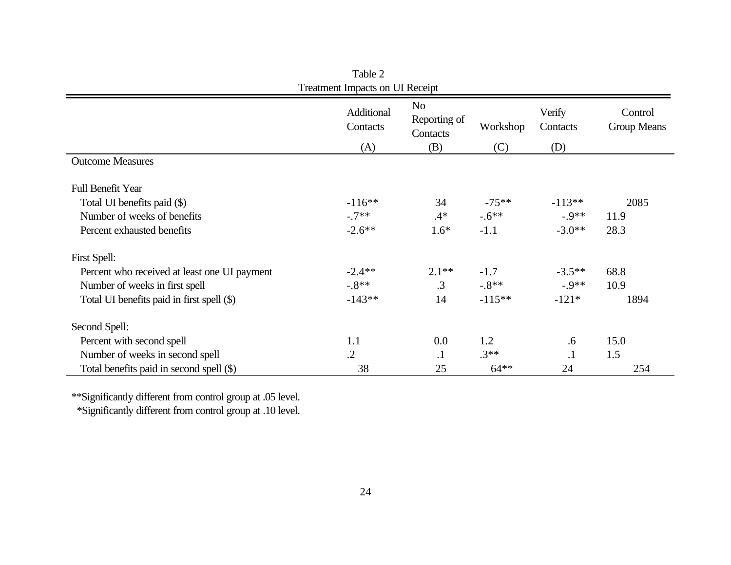Table 2
Treatment Impacts on UI Receipt

| | Additional Contacts (A) | No Reporting of Contacts (B) | Workshop (C) | Verify Contacts (D) | Control Group Means |
|---|---|---|---|---|---|
| Outcome Measures | | | | | |
| **Full Benefit Year** | | | | | |
| Total UI benefits paid ($) | -116** | 34 | -75** | -113** | 2085 |
| Number of weeks of benefits | -.7** | .4* | -.6** | -.9** | 11.9 |
| Percent exhausted benefits | -2.6** | 1.6* | -1.1 | -3.0** | 28.3 |
| **First Spell:** | | | | | |
| Percent who received at least one UI payment | -2.4** | 2.1** | -1.7 | -3.5** | 68.8 |
| Number of weeks in first spell | -.8** | .3 | -.8** | -.9** | 10.9 |
| Total UI benefits paid in first spell ($) | -143** | 14 | -115** | -121* | 1894 |
| **Second Spell:** | | | | | |
| Percent with second spell | 1.1 | 0.0 | 1.2 | .6 | 15.0 |
| Number of weeks in second spell | .2 | .1 | .3** | .1 | 1.5 |
| Total benefits paid in second spell ($) | 38 | 25 | 64** | 24 | 254 |

**Significantly different from control group at .05 level.
*Significantly different from control group at .10 level.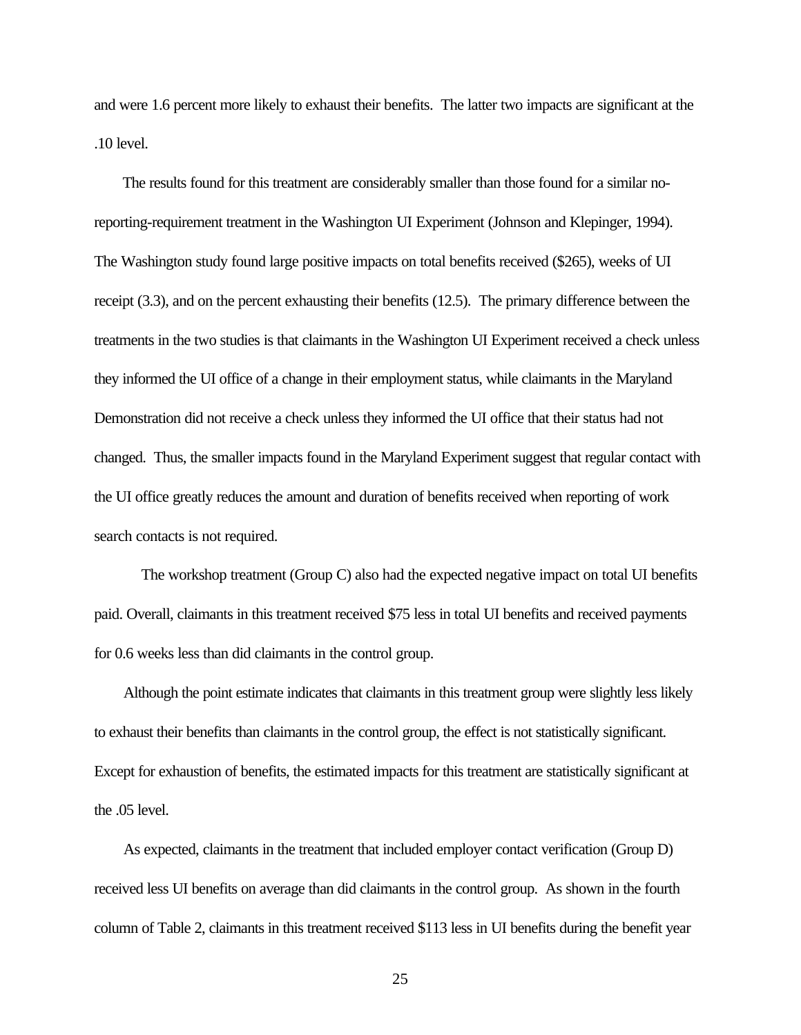and were 1.6 percent more likely to exhaust their benefits. The latter two impacts are significant at the .10 level.

The results found for this treatment are considerably smaller than those found for a similar no-reporting-requirement treatment in the Washington UI Experiment (Johnson and Klepinger, 1994). The Washington study found large positive impacts on total benefits received ($265), weeks of UI receipt (3.3), and on the percent exhausting their benefits (12.5). The primary difference between the treatments in the two studies is that claimants in the Washington UI Experiment received a check unless they informed the UI office of a change in their employment status, while claimants in the Maryland Demonstration did not receive a check unless they informed the UI office that their status had not changed. Thus, the smaller impacts found in the Maryland Experiment suggest that regular contact with the UI office greatly reduces the amount and duration of benefits received when reporting of work search contacts is not required.

The workshop treatment (Group C) also had the expected negative impact on total UI benefits paid. Overall, claimants in this treatment received $75 less in total UI benefits and received payments for 0.6 weeks less than did claimants in the control group.

Although the point estimate indicates that claimants in this treatment group were slightly less likely to exhaust their benefits than claimants in the control group, the effect is not statistically significant. Except for exhaustion of benefits, the estimated impacts for this treatment are statistically significant at the .05 level.

As expected, claimants in the treatment that included employer contact verification (Group D) received less UI benefits on average than did claimants in the control group. As shown in the fourth column of Table 2, claimants in this treatment received $113 less in UI benefits during the benefit year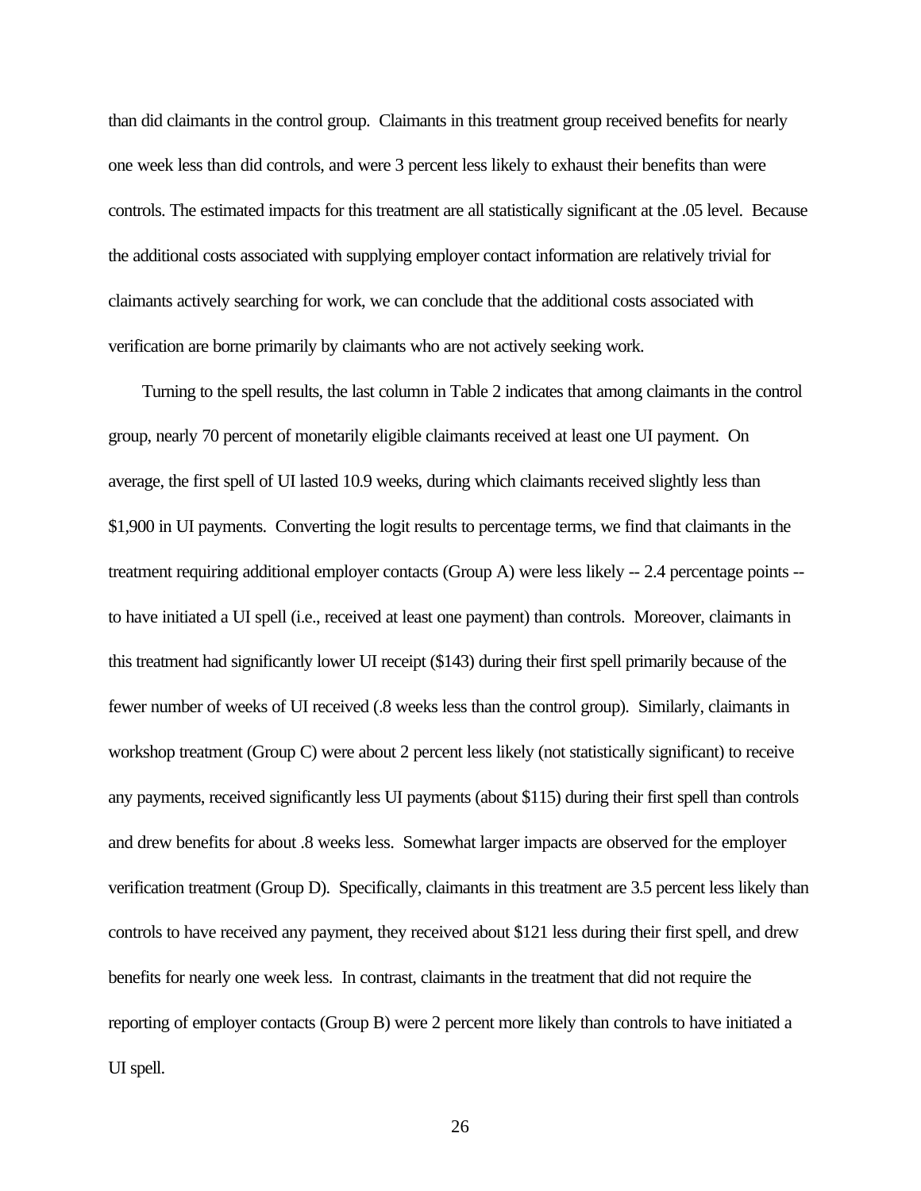than did claimants in the control group. Claimants in this treatment group received benefits for nearly one week less than did controls, and were 3 percent less likely to exhaust their benefits than were controls. The estimated impacts for this treatment are all statistically significant at the .05 level. Because the additional costs associated with supplying employer contact information are relatively trivial for claimants actively searching for work, we can conclude that the additional costs associated with verification are borne primarily by claimants who are not actively seeking work.

Turning to the spell results, the last column in Table 2 indicates that among claimants in the control group, nearly 70 percent of monetarily eligible claimants received at least one UI payment. On average, the first spell of UI lasted 10.9 weeks, during which claimants received slightly less than $1,900 in UI payments. Converting the logit results to percentage terms, we find that claimants in the treatment requiring additional employer contacts (Group A) were less likely -- 2.4 percentage points -- to have initiated a UI spell (i.e., received at least one payment) than controls. Moreover, claimants in this treatment had significantly lower UI receipt ($143) during their first spell primarily because of the fewer number of weeks of UI received (.8 weeks less than the control group). Similarly, claimants in workshop treatment (Group C) were about 2 percent less likely (not statistically significant) to receive any payments, received significantly less UI payments (about $115) during their first spell than controls and drew benefits for about .8 weeks less. Somewhat larger impacts are observed for the employer verification treatment (Group D). Specifically, claimants in this treatment are 3.5 percent less likely than controls to have received any payment, they received about $121 less during their first spell, and drew benefits for nearly one week less. In contrast, claimants in the treatment that did not require the reporting of employer contacts (Group B) were 2 percent more likely than controls to have initiated a UI spell.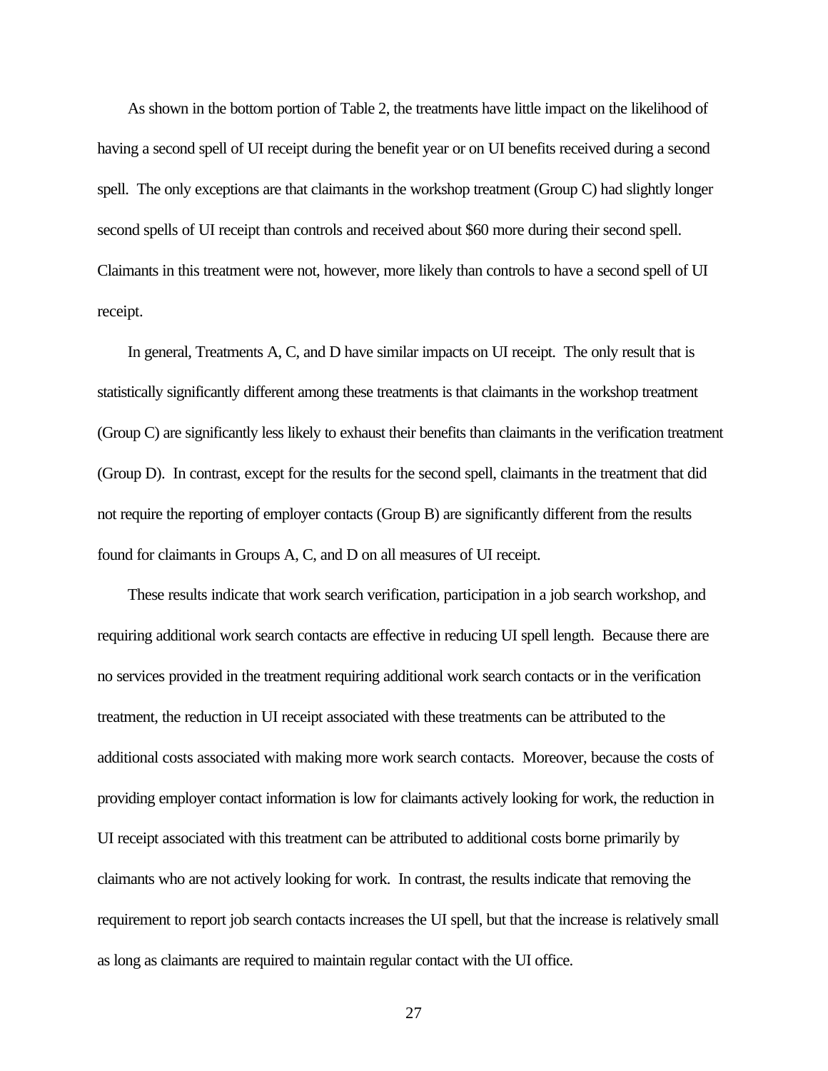As shown in the bottom portion of Table 2, the treatments have little impact on the likelihood of having a second spell of UI receipt during the benefit year or on UI benefits received during a second spell. The only exceptions are that claimants in the workshop treatment (Group C) had slightly longer second spells of UI receipt than controls and received about $60 more during their second spell. Claimants in this treatment were not, however, more likely than controls to have a second spell of UI receipt.

In general, Treatments A, C, and D have similar impacts on UI receipt. The only result that is statistically significantly different among these treatments is that claimants in the workshop treatment (Group C) are significantly less likely to exhaust their benefits than claimants in the verification treatment (Group D). In contrast, except for the results for the second spell, claimants in the treatment that did not require the reporting of employer contacts (Group B) are significantly different from the results found for claimants in Groups A, C, and D on all measures of UI receipt.

These results indicate that work search verification, participation in a job search workshop, and requiring additional work search contacts are effective in reducing UI spell length. Because there are no services provided in the treatment requiring additional work search contacts or in the verification treatment, the reduction in UI receipt associated with these treatments can be attributed to the additional costs associated with making more work search contacts. Moreover, because the costs of providing employer contact information is low for claimants actively looking for work, the reduction in UI receipt associated with this treatment can be attributed to additional costs borne primarily by claimants who are not actively looking for work. In contrast, the results indicate that removing the requirement to report job search contacts increases the UI spell, but that the increase is relatively small as long as claimants are required to maintain regular contact with the UI office.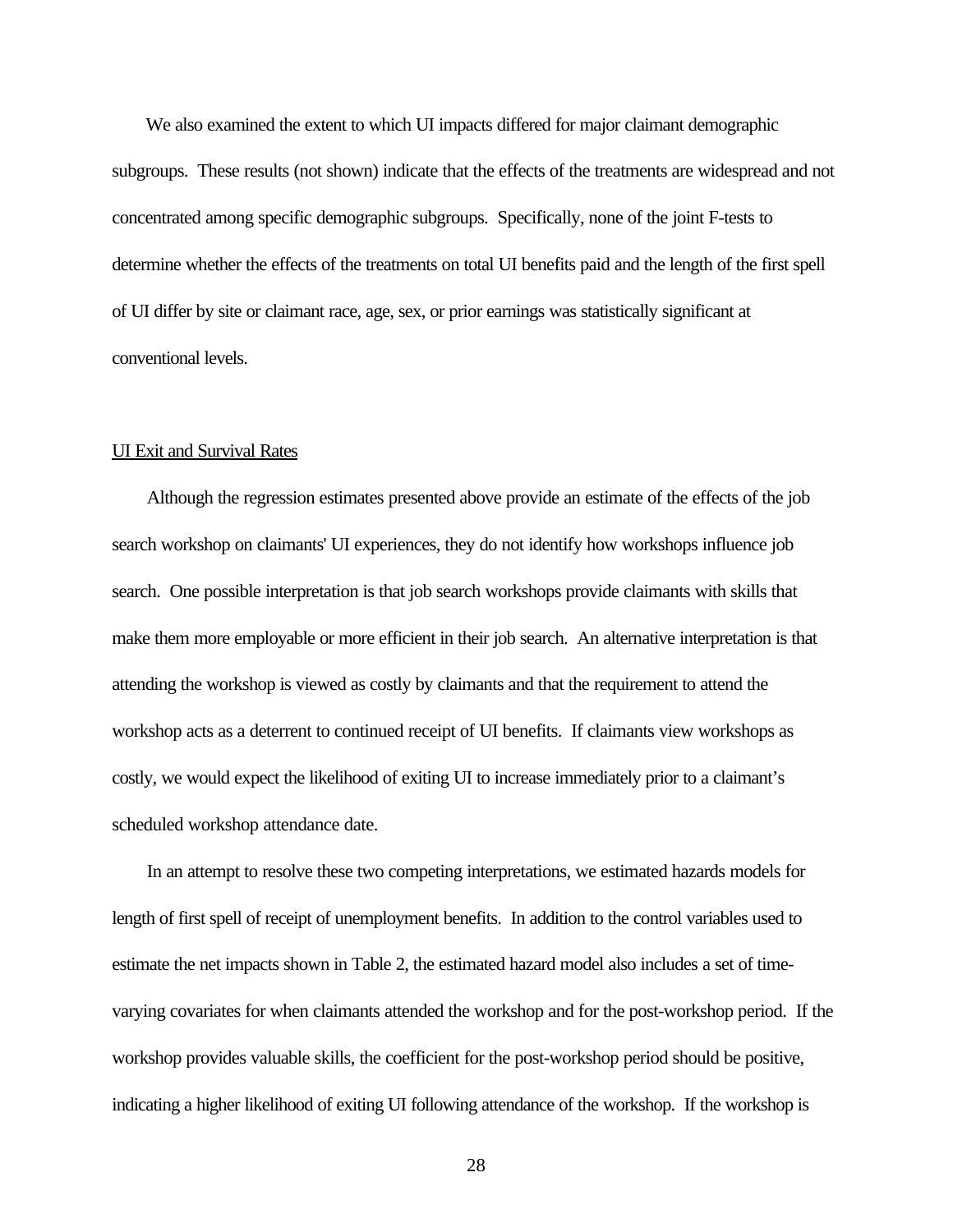We also examined the extent to which UI impacts differed for major claimant demographic subgroups. These results (not shown) indicate that the effects of the treatments are widespread and not concentrated among specific demographic subgroups. Specifically, none of the joint F-tests to determine whether the effects of the treatments on total UI benefits paid and the length of the first spell of UI differ by site or claimant race, age, sex, or prior earnings was statistically significant at conventional levels.

<u>UI Exit and Survival Rates</u>

Although the regression estimates presented above provide an estimate of the effects of the job search workshop on claimants' UI experiences, they do not identify how workshops influence job search. One possible interpretation is that job search workshops provide claimants with skills that make them more employable or more efficient in their job search. An alternative interpretation is that attending the workshop is viewed as costly by claimants and that the requirement to attend the workshop acts as a deterrent to continued receipt of UI benefits. If claimants view workshops as costly, we would expect the likelihood of exiting UI to increase immediately prior to a claimant's scheduled workshop attendance date.

In an attempt to resolve these two competing interpretations, we estimated hazards models for length of first spell of receipt of unemployment benefits. In addition to the control variables used to estimate the net impacts shown in Table 2, the estimated hazard model also includes a set of time-varying covariates for when claimants attended the workshop and for the post-workshop period. If the workshop provides valuable skills, the coefficient for the post-workshop period should be positive, indicating a higher likelihood of exiting UI following attendance of the workshop. If the workshop is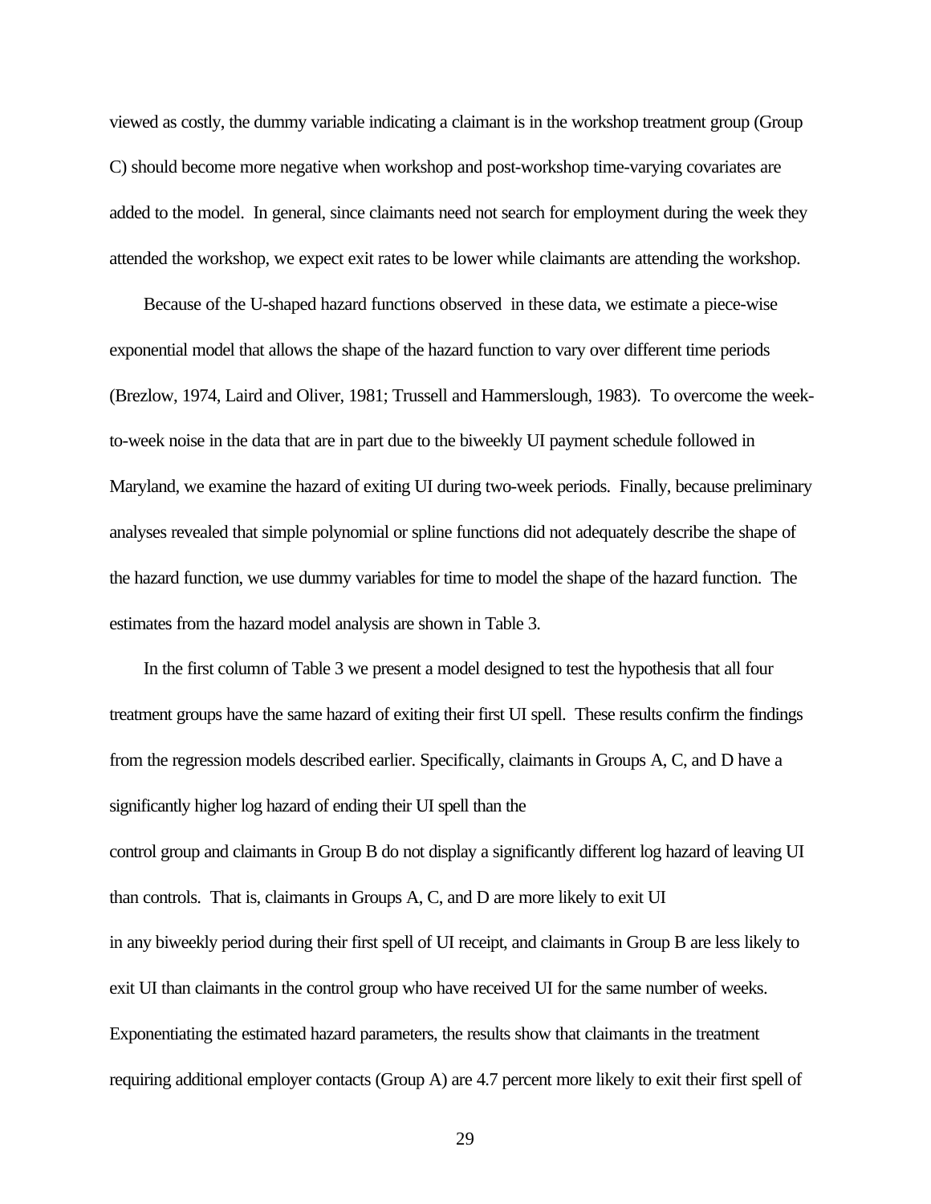viewed as costly, the dummy variable indicating a claimant is in the workshop treatment group (Group C) should become more negative when workshop and post-workshop time-varying covariates are added to the model. In general, since claimants need not search for employment during the week they attended the workshop, we expect exit rates to be lower while claimants are attending the workshop.

Because of the U-shaped hazard functions observed in these data, we estimate a piece-wise exponential model that allows the shape of the hazard function to vary over different time periods (Brezlow, 1974, Laird and Oliver, 1981; Trussell and Hammerslough, 1983). To overcome the week-to-week noise in the data that are in part due to the biweekly UI payment schedule followed in Maryland, we examine the hazard of exiting UI during two-week periods. Finally, because preliminary analyses revealed that simple polynomial or spline functions did not adequately describe the shape of the hazard function, we use dummy variables for time to model the shape of the hazard function. The estimates from the hazard model analysis are shown in Table 3.

In the first column of Table 3 we present a model designed to test the hypothesis that all four treatment groups have the same hazard of exiting their first UI spell. These results confirm the findings from the regression models described earlier. Specifically, claimants in Groups A, C, and D have a significantly higher log hazard of ending their UI spell than the control group and claimants in Group B do not display a significantly different log hazard of leaving UI than controls. That is, claimants in Groups A, C, and D are more likely to exit UI in any biweekly period during their first spell of UI receipt, and claimants in Group B are less likely to exit UI than claimants in the control group who have received UI for the same number of weeks. Exponentiating the estimated hazard parameters, the results show that claimants in the treatment requiring additional employer contacts (Group A) are 4.7 percent more likely to exit their first spell of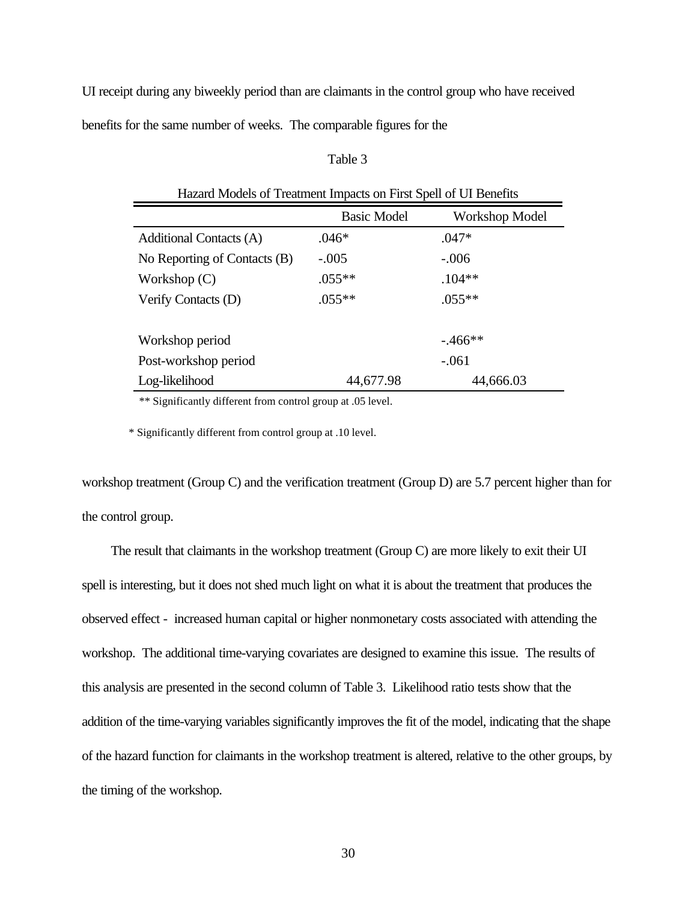UI receipt during any biweekly period than are claimants in the control group who have received benefits for the same number of weeks. The comparable figures for the

Table 3

Hazard Models of Treatment Impacts on First Spell of UI Benefits

| | Basic Model | Workshop Model |
|---|---|---|
| Additional Contacts (A) | .046* | .047* |
| No Reporting of Contacts (B) | -.005 | -.006 |
| Workshop (C) | .055** | .104** |
| Verify Contacts (D) | .055** | .055** |
| | | |
| Workshop period | | -.466** |
| Post-workshop period | | -.061 |
| Log-likelihood | 44,677.98 | 44,666.03 |

** Significantly different from control group at .05 level.

* Significantly different from control group at .10 level.

workshop treatment (Group C) and the verification treatment (Group D) are 5.7 percent higher than for the control group.

The result that claimants in the workshop treatment (Group C) are more likely to exit their UI spell is interesting, but it does not shed much light on what it is about the treatment that produces the observed effect - increased human capital or higher nonmonetary costs associated with attending the workshop. The additional time-varying covariates are designed to examine this issue. The results of this analysis are presented in the second column of Table 3. Likelihood ratio tests show that the addition of the time-varying variables significantly improves the fit of the model, indicating that the shape of the hazard function for claimants in the workshop treatment is altered, relative to the other groups, by the timing of the workshop.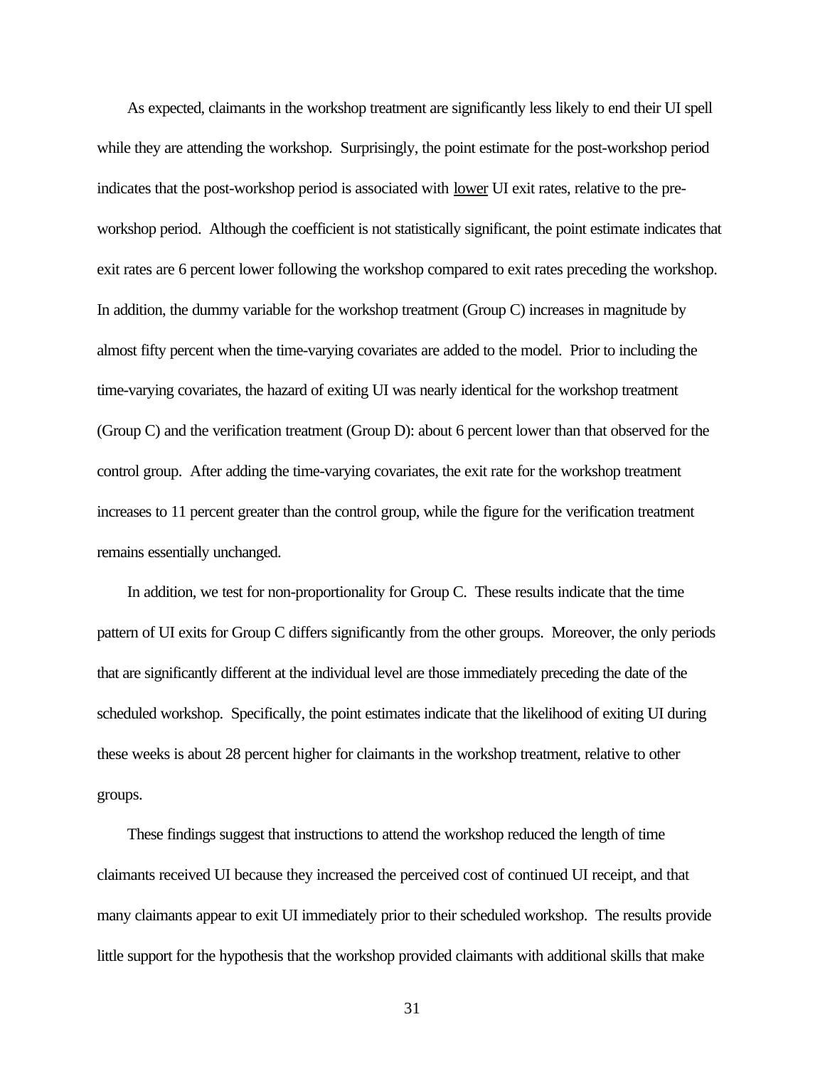As expected, claimants in the workshop treatment are significantly less likely to end their UI spell while they are attending the workshop. Surprisingly, the point estimate for the post-workshop period indicates that the post-workshop period is associated with <u>lower</u> UI exit rates, relative to the pre-workshop period. Although the coefficient is not statistically significant, the point estimate indicates that exit rates are 6 percent lower following the workshop compared to exit rates preceding the workshop. In addition, the dummy variable for the workshop treatment (Group C) increases in magnitude by almost fifty percent when the time-varying covariates are added to the model. Prior to including the time-varying covariates, the hazard of exiting UI was nearly identical for the workshop treatment (Group C) and the verification treatment (Group D): about 6 percent lower than that observed for the control group. After adding the time-varying covariates, the exit rate for the workshop treatment increases to 11 percent greater than the control group, while the figure for the verification treatment remains essentially unchanged.

In addition, we test for non-proportionality for Group C. These results indicate that the time pattern of UI exits for Group C differs significantly from the other groups. Moreover, the only periods that are significantly different at the individual level are those immediately preceding the date of the scheduled workshop. Specifically, the point estimates indicate that the likelihood of exiting UI during these weeks is about 28 percent higher for claimants in the workshop treatment, relative to other groups.

These findings suggest that instructions to attend the workshop reduced the length of time claimants received UI because they increased the perceived cost of continued UI receipt, and that many claimants appear to exit UI immediately prior to their scheduled workshop. The results provide little support for the hypothesis that the workshop provided claimants with additional skills that make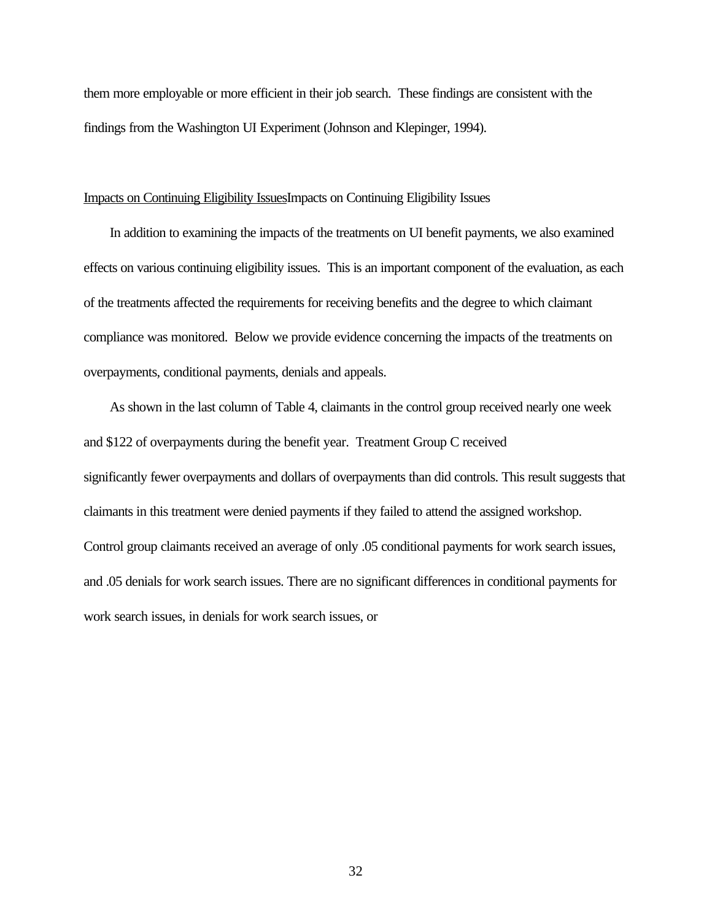them more employable or more efficient in their job search. These findings are consistent with the findings from the Washington UI Experiment (Johnson and Klepinger, 1994).

## Impacts on Continuing Eligibility IssuesImpacts on Continuing Eligibility Issues

In addition to examining the impacts of the treatments on UI benefit payments, we also examined effects on various continuing eligibility issues. This is an important component of the evaluation, as each of the treatments affected the requirements for receiving benefits and the degree to which claimant compliance was monitored. Below we provide evidence concerning the impacts of the treatments on overpayments, conditional payments, denials and appeals.

As shown in the last column of Table 4, claimants in the control group received nearly one week and $122 of overpayments during the benefit year. Treatment Group C received significantly fewer overpayments and dollars of overpayments than did controls. This result suggests that claimants in this treatment were denied payments if they failed to attend the assigned workshop. Control group claimants received an average of only .05 conditional payments for work search issues, and .05 denials for work search issues. There are no significant differences in conditional payments for work search issues, in denials for work search issues, or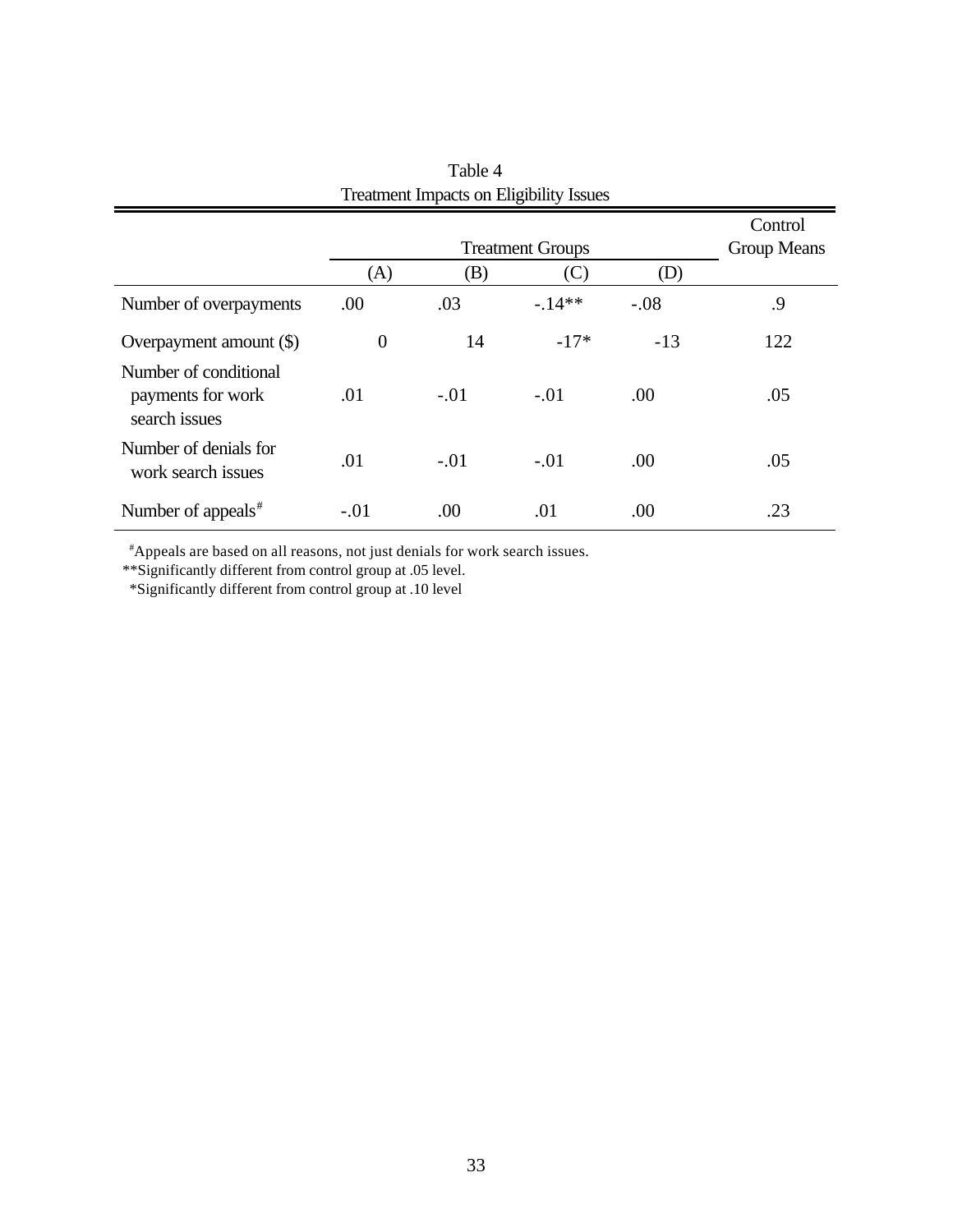Table 4
Treatment Impacts on Eligibility Issues

| | Treatment Groups | | | | Control Group Means |
|---|---|---|---|---|---|
| | (A) | (B) | (C) | (D) | |
| Number of overpayments | .00 | .03 | -.14** | -.08 | .9 |
| Overpayment amount ($) | 0 | 14 | -17* | -13 | 122 |
| Number of conditional payments for work search issues | .01 | -.01 | -.01 | .00 | .05 |
| Number of denials for work search issues | .01 | -.01 | -.01 | .00 | .05 |
| Number of appeals[#] | -.01 | .00 | .01 | .00 | .23 |

[#]Appeals are based on all reasons, not just denials for work search issues.
**Significantly different from control group at .05 level.
*Significantly different from control group at .10 level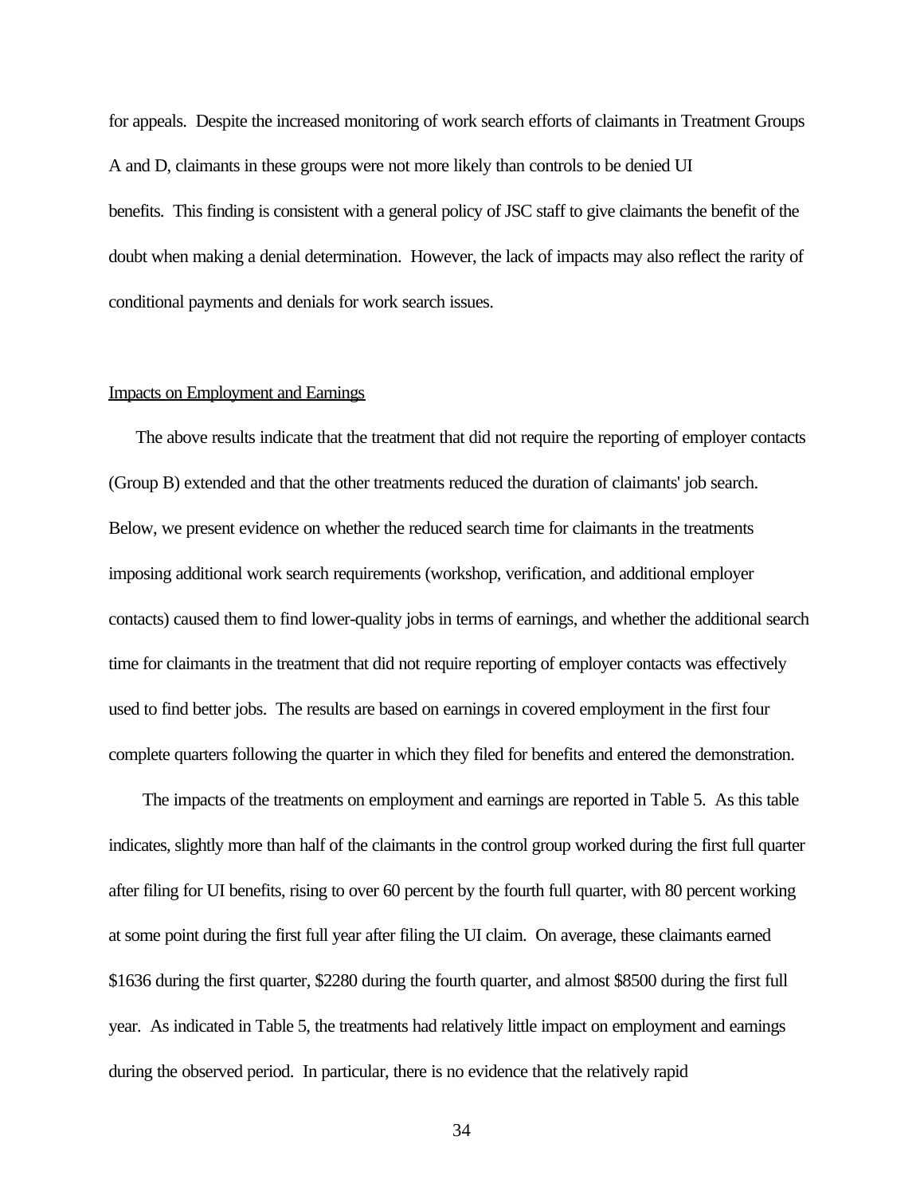for appeals. Despite the increased monitoring of work search efforts of claimants in Treatment Groups A and D, claimants in these groups were not more likely than controls to be denied UI benefits. This finding is consistent with a general policy of JSC staff to give claimants the benefit of the doubt when making a denial determination. However, the lack of impacts may also reflect the rarity of conditional payments and denials for work search issues.

Impacts on Employment and Earnings

The above results indicate that the treatment that did not require the reporting of employer contacts (Group B) extended and that the other treatments reduced the duration of claimants' job search. Below, we present evidence on whether the reduced search time for claimants in the treatments imposing additional work search requirements (workshop, verification, and additional employer contacts) caused them to find lower-quality jobs in terms of earnings, and whether the additional search time for claimants in the treatment that did not require reporting of employer contacts was effectively used to find better jobs. The results are based on earnings in covered employment in the first four complete quarters following the quarter in which they filed for benefits and entered the demonstration.

The impacts of the treatments on employment and earnings are reported in Table 5. As this table indicates, slightly more than half of the claimants in the control group worked during the first full quarter after filing for UI benefits, rising to over 60 percent by the fourth full quarter, with 80 percent working at some point during the first full year after filing the UI claim. On average, these claimants earned $1636 during the first quarter, $2280 during the fourth quarter, and almost $8500 during the first full year. As indicated in Table 5, the treatments had relatively little impact on employment and earnings during the observed period. In particular, there is no evidence that the relatively rapid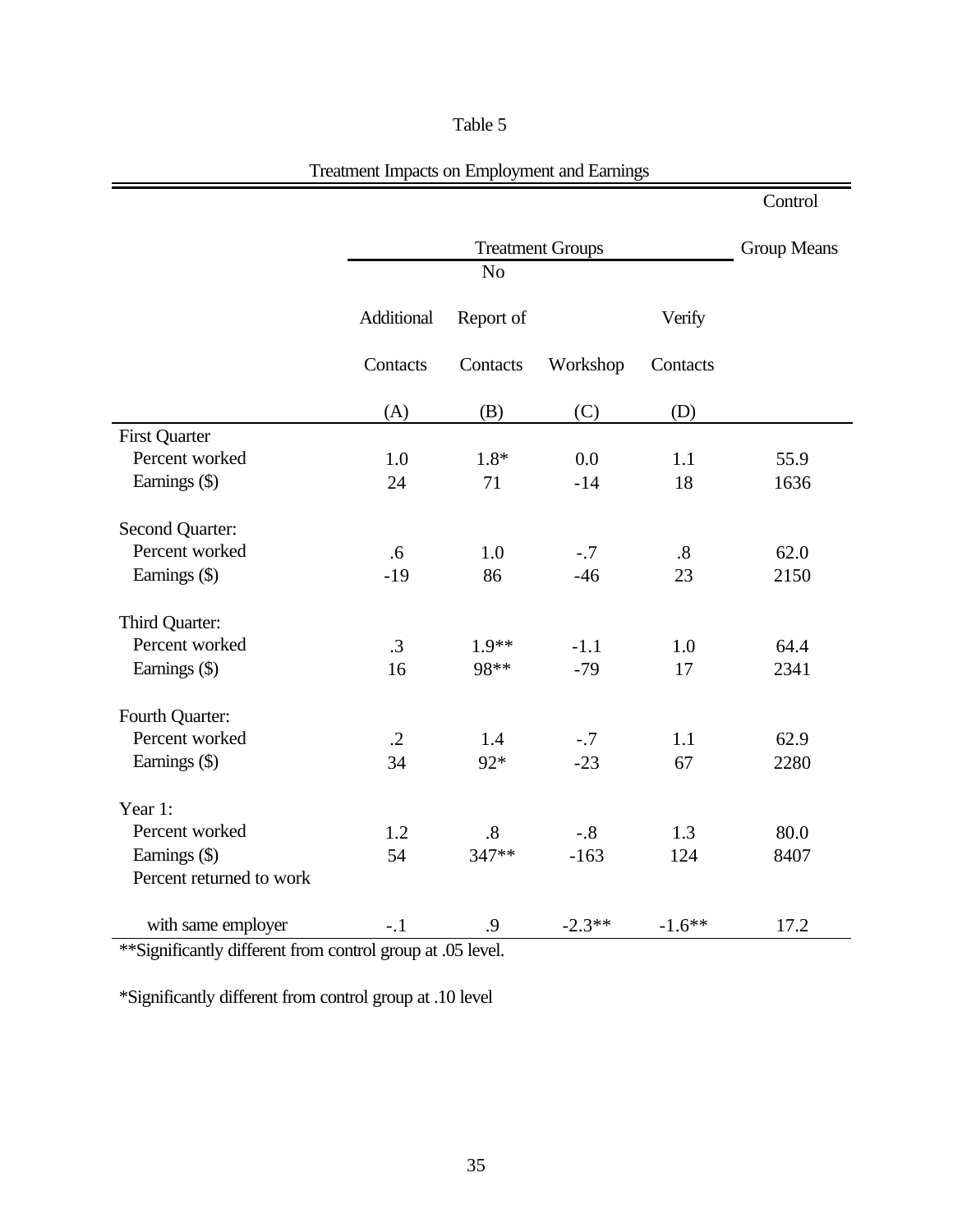Table 5

Treatment Impacts on Employment and Earnings

| | Treatment Groups | | | | Control Group Means |
|---|---|---|---|---|---|
| | Additional Contacts | No Report of Contacts | Workshop | Verify Contacts | |
| | (A) | (B) | (C) | (D) | |
| **First Quarter** | | | | | |
| Percent worked | 1.0 | 1.8* | 0.0 | 1.1 | 55.9 |
| Earnings ($) | 24 | 71 | -14 | 18 | 1636 |
| **Second Quarter:** | | | | | |
| Percent worked | .6 | 1.0 | -.7 | .8 | 62.0 |
| Earnings ($) | -19 | 86 | -46 | 23 | 2150 |
| **Third Quarter:** | | | | | |
| Percent worked | .3 | 1.9** | -1.1 | 1.0 | 64.4 |
| Earnings ($) | 16 | 98** | -79 | 17 | 2341 |
| **Fourth Quarter:** | | | | | |
| Percent worked | .2 | 1.4 | -.7 | 1.1 | 62.9 |
| Earnings ($) | 34 | 92* | -23 | 67 | 2280 |
| **Year 1:** | | | | | |
| Percent worked | 1.2 | .8 | -.8 | 1.3 | 80.0 |
| Earnings ($) | 54 | 347** | -163 | 124 | 8407 |
| Percent returned to work with same employer | -.1 | .9 | -2.3** | -1.6** | 17.2 |

**Significantly different from control group at .05 level.

*Significantly different from control group at .10 level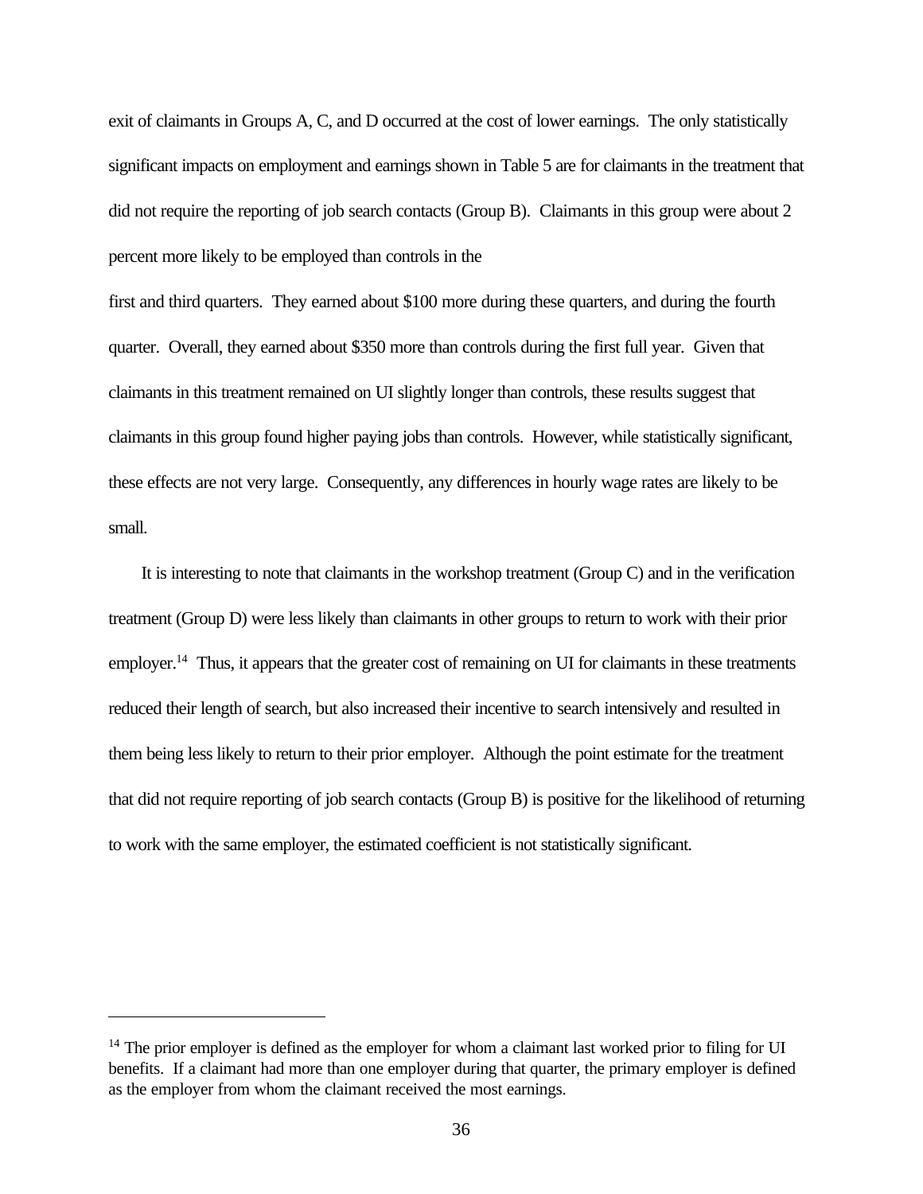exit of claimants in Groups A, C, and D occurred at the cost of lower earnings. The only statistically significant impacts on employment and earnings shown in Table 5 are for claimants in the treatment that did not require the reporting of job search contacts (Group B). Claimants in this group were about 2 percent more likely to be employed than controls in the first and third quarters. They earned about $100 more during these quarters, and during the fourth quarter. Overall, they earned about $350 more than controls during the first full year. Given that claimants in this treatment remained on UI slightly longer than controls, these results suggest that claimants in this group found higher paying jobs than controls. However, while statistically significant, these effects are not very large. Consequently, any differences in hourly wage rates are likely to be small.

It is interesting to note that claimants in the workshop treatment (Group C) and in the verification treatment (Group D) were less likely than claimants in other groups to return to work with their prior employer.[14] Thus, it appears that the greater cost of remaining on UI for claimants in these treatments reduced their length of search, but also increased their incentive to search intensively and resulted in them being less likely to return to their prior employer. Although the point estimate for the treatment that did not require reporting of job search contacts (Group B) is positive for the likelihood of returning to work with the same employer, the estimated coefficient is not statistically significant.

---

[14] The prior employer is defined as the employer for whom a claimant last worked prior to filing for UI benefits. If a claimant had more than one employer during that quarter, the primary employer is defined as the employer from whom the claimant received the most earnings.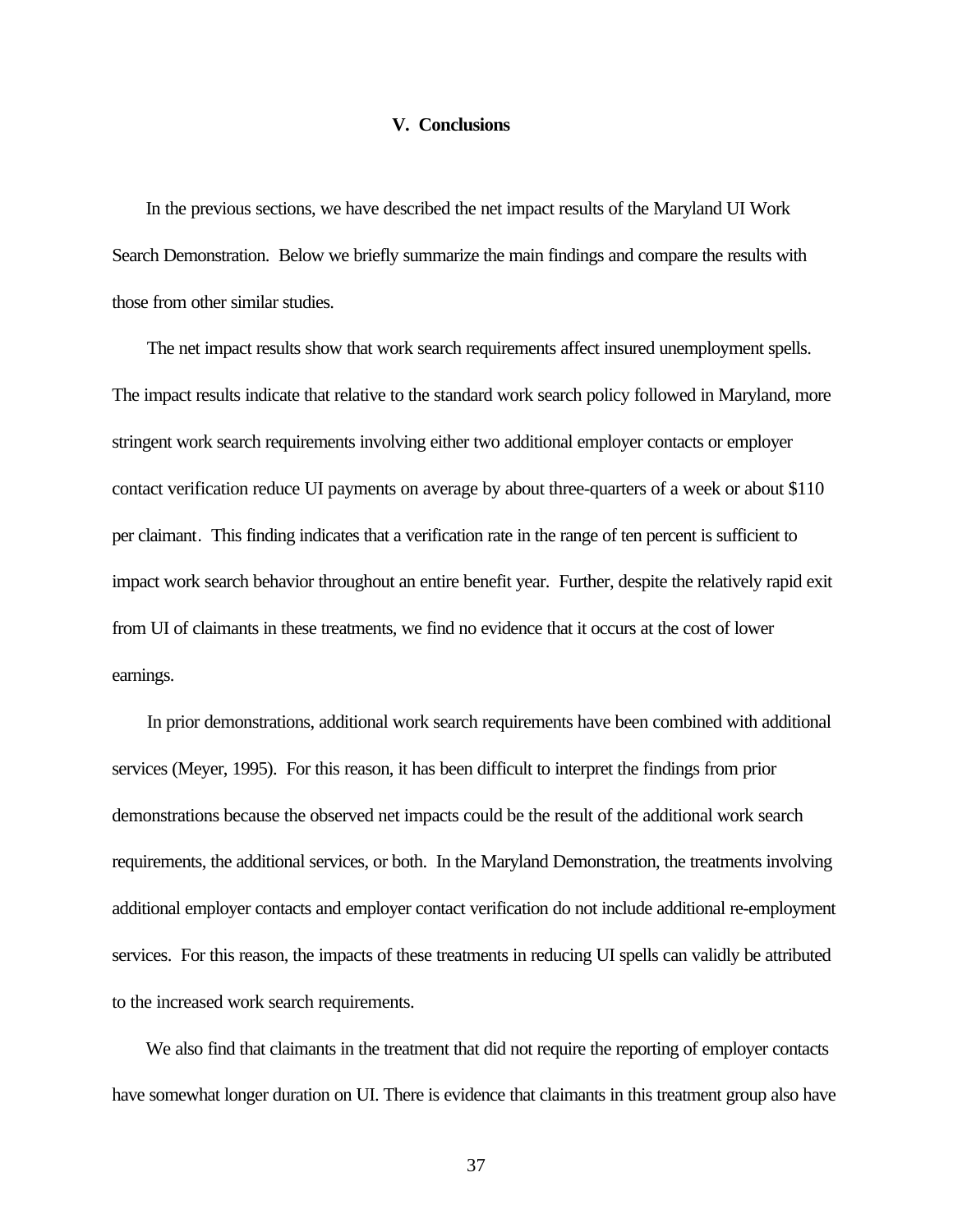## V. Conclusions

In the previous sections, we have described the net impact results of the Maryland UI Work Search Demonstration. Below we briefly summarize the main findings and compare the results with those from other similar studies.

The net impact results show that work search requirements affect insured unemployment spells. The impact results indicate that relative to the standard work search policy followed in Maryland, more stringent work search requirements involving either two additional employer contacts or employer contact verification reduce UI payments on average by about three-quarters of a week or about $110 per claimant. This finding indicates that a verification rate in the range of ten percent is sufficient to impact work search behavior throughout an entire benefit year. Further, despite the relatively rapid exit from UI of claimants in these treatments, we find no evidence that it occurs at the cost of lower earnings.

In prior demonstrations, additional work search requirements have been combined with additional services (Meyer, 1995). For this reason, it has been difficult to interpret the findings from prior demonstrations because the observed net impacts could be the result of the additional work search requirements, the additional services, or both. In the Maryland Demonstration, the treatments involving additional employer contacts and employer contact verification do not include additional re-employment services. For this reason, the impacts of these treatments in reducing UI spells can validly be attributed to the increased work search requirements.

We also find that claimants in the treatment that did not require the reporting of employer contacts have somewhat longer duration on UI. There is evidence that claimants in this treatment group also have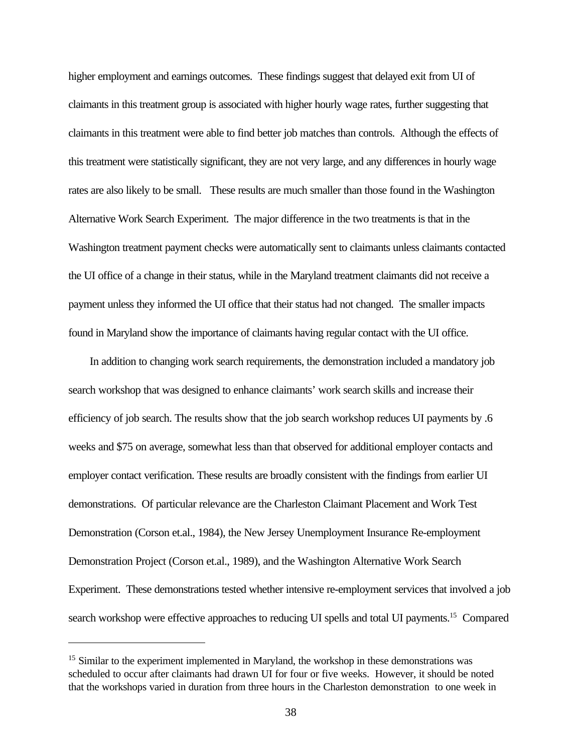higher employment and earnings outcomes. These findings suggest that delayed exit from UI of claimants in this treatment group is associated with higher hourly wage rates, further suggesting that claimants in this treatment were able to find better job matches than controls. Although the effects of this treatment were statistically significant, they are not very large, and any differences in hourly wage rates are also likely to be small. These results are much smaller than those found in the Washington Alternative Work Search Experiment. The major difference in the two treatments is that in the Washington treatment payment checks were automatically sent to claimants unless claimants contacted the UI office of a change in their status, while in the Maryland treatment claimants did not receive a payment unless they informed the UI office that their status had not changed. The smaller impacts found in Maryland show the importance of claimants having regular contact with the UI office.

In addition to changing work search requirements, the demonstration included a mandatory job search workshop that was designed to enhance claimants' work search skills and increase their efficiency of job search. The results show that the job search workshop reduces UI payments by .6 weeks and $75 on average, somewhat less than that observed for additional employer contacts and employer contact verification. These results are broadly consistent with the findings from earlier UI demonstrations. Of particular relevance are the Charleston Claimant Placement and Work Test Demonstration (Corson et.al., 1984), the New Jersey Unemployment Insurance Re-employment Demonstration Project (Corson et.al., 1989), and the Washington Alternative Work Search Experiment. These demonstrations tested whether intensive re-employment services that involved a job search workshop were effective approaches to reducing UI spells and total UI payments.[15] Compared

[15] Similar to the experiment implemented in Maryland, the workshop in these demonstrations was scheduled to occur after claimants had drawn UI for four or five weeks. However, it should be noted that the workshops varied in duration from three hours in the Charleston demonstration to one week in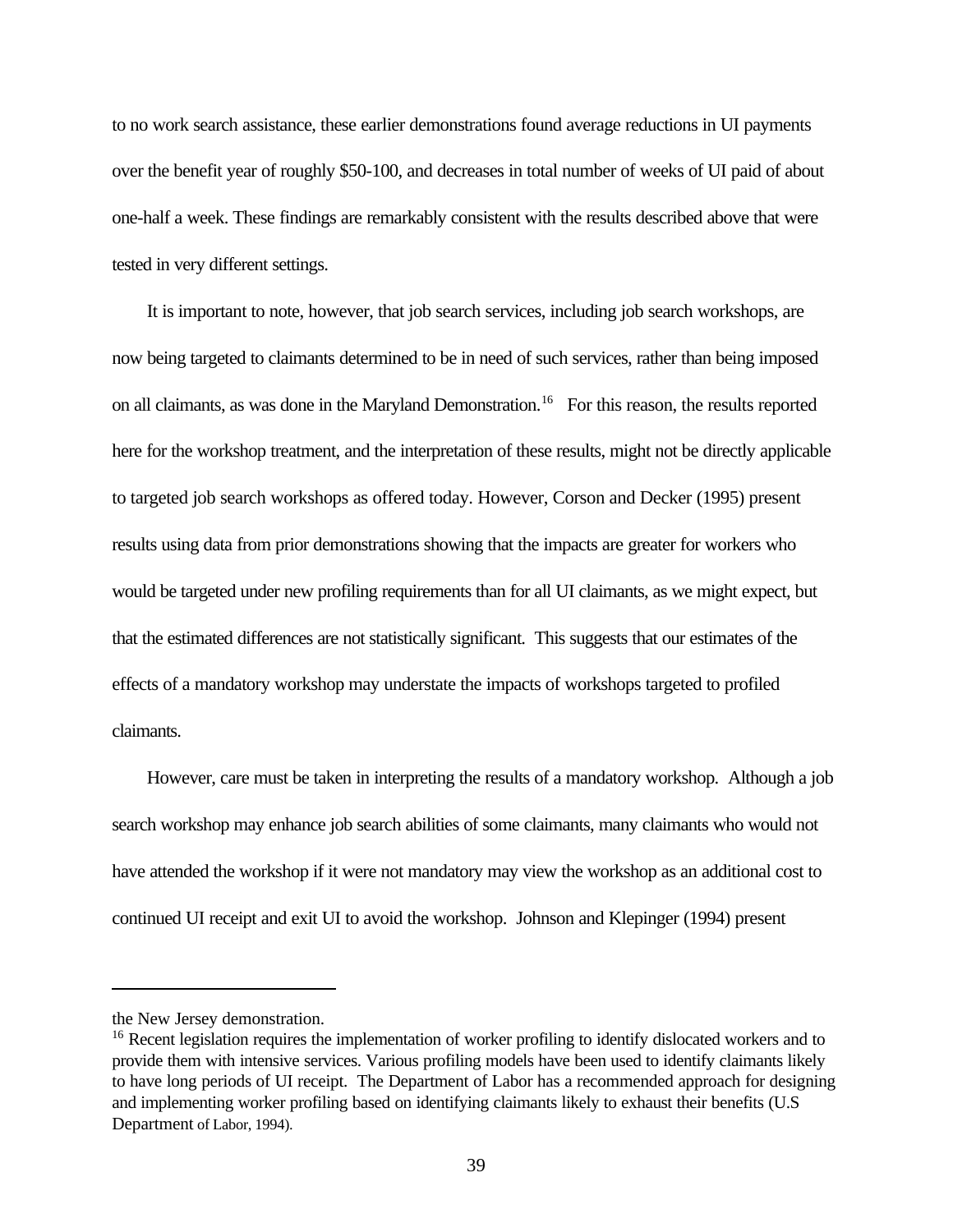to no work search assistance, these earlier demonstrations found average reductions in UI payments over the benefit year of roughly $50-100, and decreases in total number of weeks of UI paid of about one-half a week. These findings are remarkably consistent with the results described above that were tested in very different settings.

It is important to note, however, that job search services, including job search workshops, are now being targeted to claimants determined to be in need of such services, rather than being imposed on all claimants, as was done in the Maryland Demonstration.[16] For this reason, the results reported here for the workshop treatment, and the interpretation of these results, might not be directly applicable to targeted job search workshops as offered today. However, Corson and Decker (1995) present results using data from prior demonstrations showing that the impacts are greater for workers who would be targeted under new profiling requirements than for all UI claimants, as we might expect, but that the estimated differences are not statistically significant. This suggests that our estimates of the effects of a mandatory workshop may understate the impacts of workshops targeted to profiled claimants.

However, care must be taken in interpreting the results of a mandatory workshop. Although a job search workshop may enhance job search abilities of some claimants, many claimants who would not have attended the workshop if it were not mandatory may view the workshop as an additional cost to continued UI receipt and exit UI to avoid the workshop. Johnson and Klepinger (1994) present

---

the New Jersey demonstration.

[16] Recent legislation requires the implementation of worker profiling to identify dislocated workers and to provide them with intensive services. Various profiling models have been used to identify claimants likely to have long periods of UI receipt. The Department of Labor has a recommended approach for designing and implementing worker profiling based on identifying claimants likely to exhaust their benefits (U.S Department of Labor, 1994).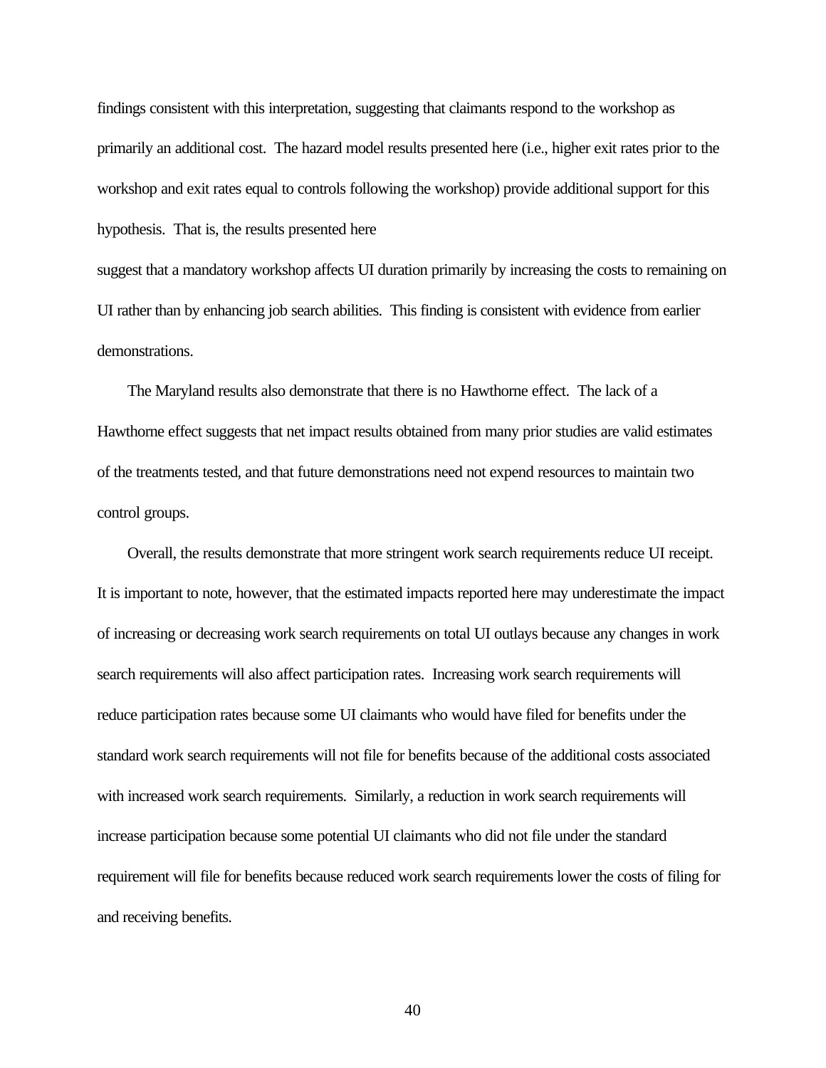findings consistent with this interpretation, suggesting that claimants respond to the workshop as primarily an additional cost. The hazard model results presented here (i.e., higher exit rates prior to the workshop and exit rates equal to controls following the workshop) provide additional support for this hypothesis. That is, the results presented here suggest that a mandatory workshop affects UI duration primarily by increasing the costs to remaining on UI rather than by enhancing job search abilities. This finding is consistent with evidence from earlier demonstrations.

The Maryland results also demonstrate that there is no Hawthorne effect. The lack of a Hawthorne effect suggests that net impact results obtained from many prior studies are valid estimates of the treatments tested, and that future demonstrations need not expend resources to maintain two control groups.

Overall, the results demonstrate that more stringent work search requirements reduce UI receipt. It is important to note, however, that the estimated impacts reported here may underestimate the impact of increasing or decreasing work search requirements on total UI outlays because any changes in work search requirements will also affect participation rates. Increasing work search requirements will reduce participation rates because some UI claimants who would have filed for benefits under the standard work search requirements will not file for benefits because of the additional costs associated with increased work search requirements. Similarly, a reduction in work search requirements will increase participation because some potential UI claimants who did not file under the standard requirement will file for benefits because reduced work search requirements lower the costs of filing for and receiving benefits.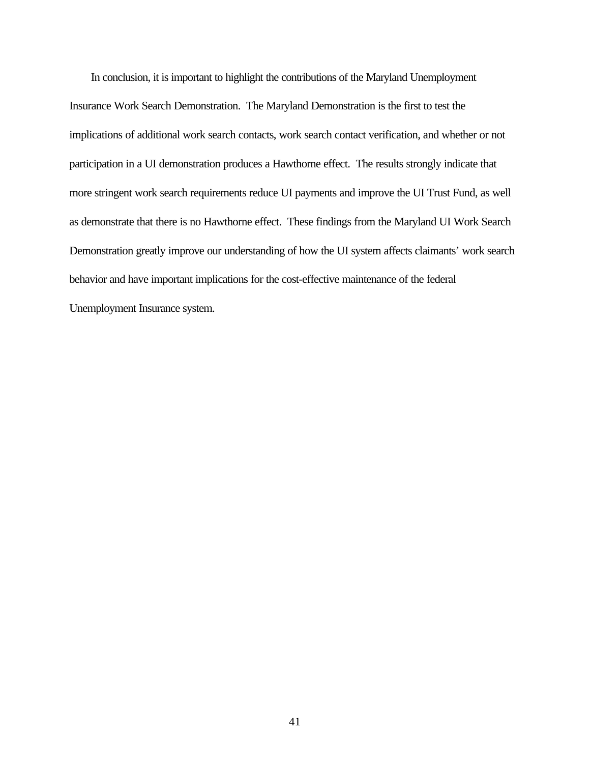In conclusion, it is important to highlight the contributions of the Maryland Unemployment Insurance Work Search Demonstration. The Maryland Demonstration is the first to test the implications of additional work search contacts, work search contact verification, and whether or not participation in a UI demonstration produces a Hawthorne effect. The results strongly indicate that more stringent work search requirements reduce UI payments and improve the UI Trust Fund, as well as demonstrate that there is no Hawthorne effect. These findings from the Maryland UI Work Search Demonstration greatly improve our understanding of how the UI system affects claimants' work search behavior and have important implications for the cost-effective maintenance of the federal Unemployment Insurance system.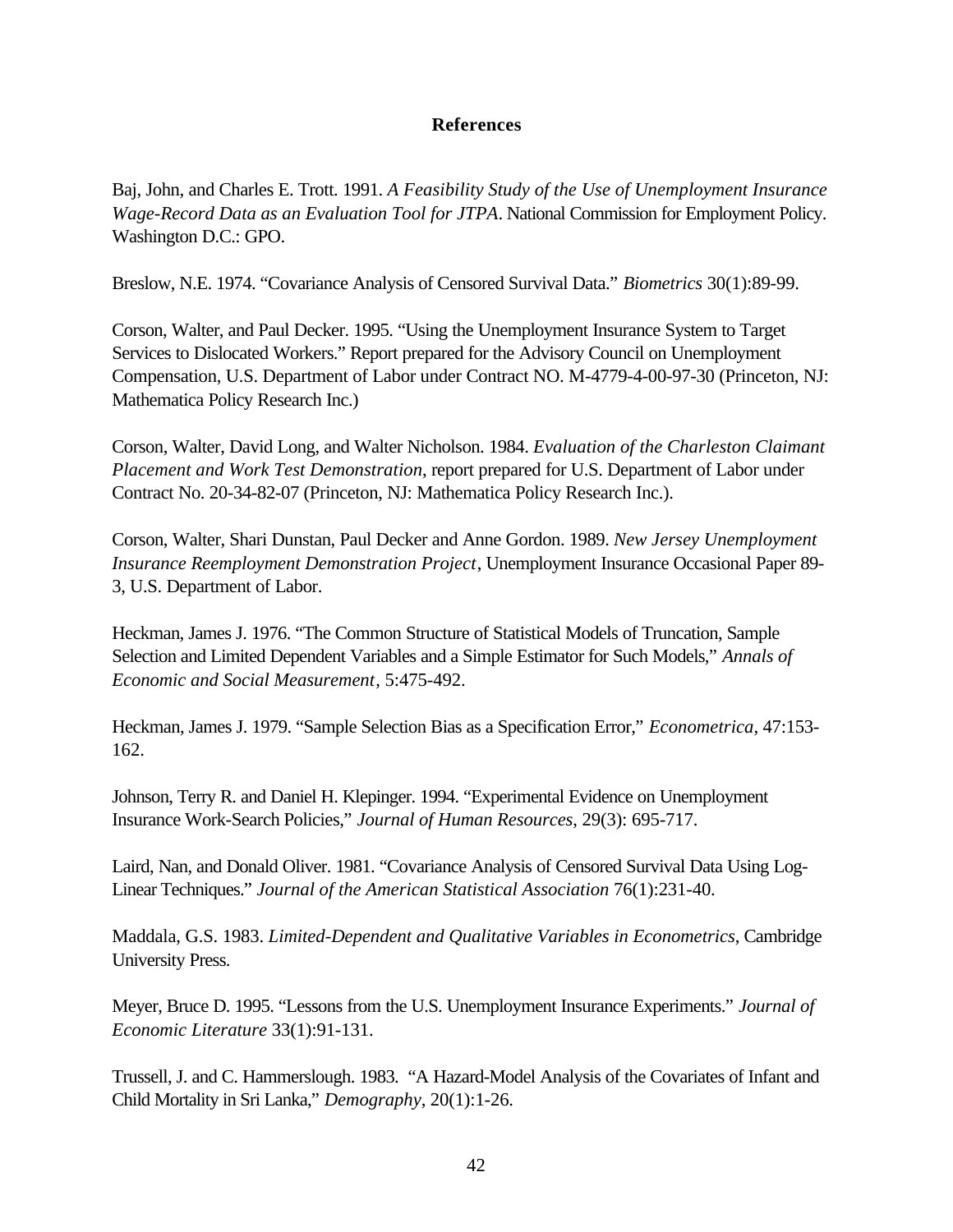## References

Baj, John, and Charles E. Trott. 1991. *A Feasibility Study of the Use of Unemployment Insurance Wage-Record Data as an Evaluation Tool for JTPA*. National Commission for Employment Policy. Washington D.C.: GPO.

Breslow, N.E. 1974. "Covariance Analysis of Censored Survival Data." *Biometrics* 30(1):89-99.

Corson, Walter, and Paul Decker. 1995. "Using the Unemployment Insurance System to Target Services to Dislocated Workers." Report prepared for the Advisory Council on Unemployment Compensation, U.S. Department of Labor under Contract NO. M-4779-4-00-97-30 (Princeton, NJ: Mathematica Policy Research Inc.)

Corson, Walter, David Long, and Walter Nicholson. 1984. *Evaluation of the Charleston Claimant Placement and Work Test Demonstration*, report prepared for U.S. Department of Labor under Contract No. 20-34-82-07 (Princeton, NJ: Mathematica Policy Research Inc.).

Corson, Walter, Shari Dunstan, Paul Decker and Anne Gordon. 1989. *New Jersey Unemployment Insurance Reemployment Demonstration Project*, Unemployment Insurance Occasional Paper 89-3, U.S. Department of Labor.

Heckman, James J. 1976. "The Common Structure of Statistical Models of Truncation, Sample Selection and Limited Dependent Variables and a Simple Estimator for Such Models," *Annals of Economic and Social Measurement*, 5:475-492.

Heckman, James J. 1979. "Sample Selection Bias as a Specification Error," *Econometrica*, 47:153-162.

Johnson, Terry R. and Daniel H. Klepinger. 1994. "Experimental Evidence on Unemployment Insurance Work-Search Policies," *Journal of Human Resources*, 29(3): 695-717.

Laird, Nan, and Donald Oliver. 1981. "Covariance Analysis of Censored Survival Data Using Log-Linear Techniques." *Journal of the American Statistical Association* 76(1):231-40.

Maddala, G.S. 1983. *Limited-Dependent and Qualitative Variables in Econometrics*, Cambridge University Press.

Meyer, Bruce D. 1995. "Lessons from the U.S. Unemployment Insurance Experiments." *Journal of Economic Literature* 33(1):91-131.

Trussell, J. and C. Hammerslough. 1983. "A Hazard-Model Analysis of the Covariates of Infant and Child Mortality in Sri Lanka," *Demography*, 20(1):1-26.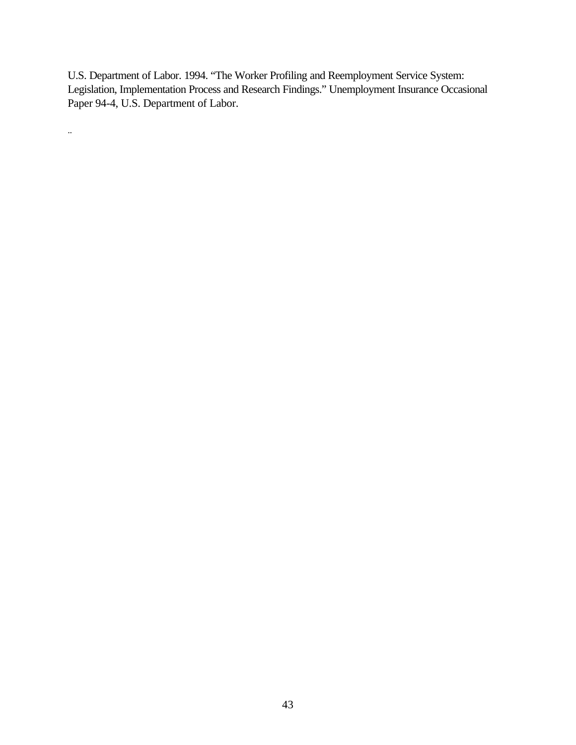U.S. Department of Labor. 1994. "The Worker Profiling and Reemployment Service System: Legislation, Implementation Process and Research Findings." Unemployment Insurance Occasional Paper 94-4, U.S. Department of Labor.

..